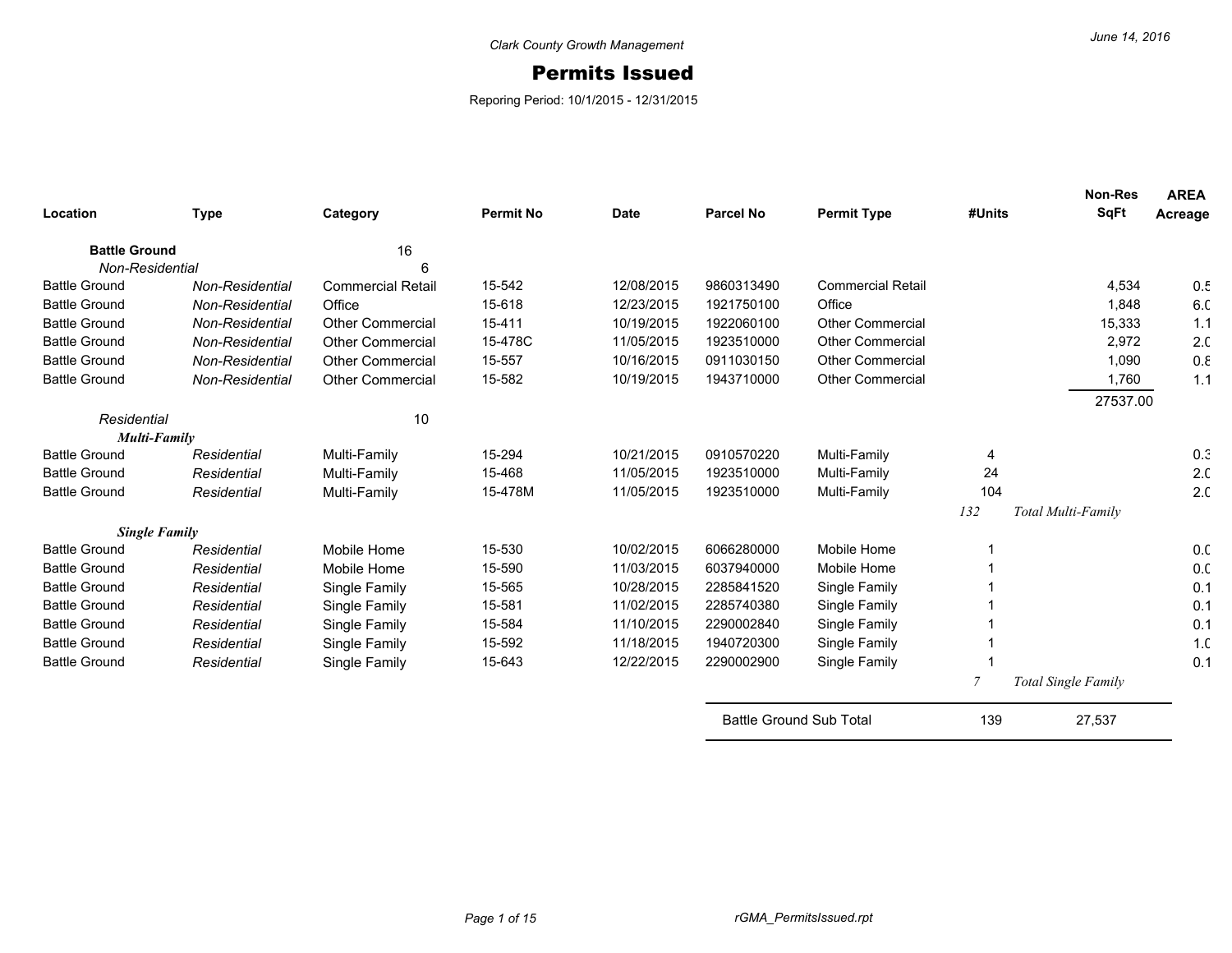Clark County Growth Management

# Permits Issued

Reporing Period: 10/1/2015 - 12/31/2015

June 14, 2016

| Location | Type | Category | Permit No | Date | Parcel No | Permit Type | #Units | Non-Res SqFt | AREA Acreage |
|---|---|---|---|---|---|---|---|---|---|
| **Battle Ground** | | 16 | | | | | | | |
| *Non-Residential* | | 6 | | | | | | | |
| Battle Ground | *Non-Residential* | Commercial Retail | 15-542 | 12/08/2015 | 9860313490 | Commercial Retail | | 4,534 | 0.5 |
| Battle Ground | *Non-Residential* | Office | 15-618 | 12/23/2015 | 1921750100 | Office | | 1,848 | 6.0 |
| Battle Ground | *Non-Residential* | Other Commercial | 15-411 | 10/19/2015 | 1922060100 | Other Commercial | | 15,333 | 1.1 |
| Battle Ground | *Non-Residential* | Other Commercial | 15-478C | 11/05/2015 | 1923510000 | Other Commercial | | 2,972 | 2.0 |
| Battle Ground | *Non-Residential* | Other Commercial | 15-557 | 10/16/2015 | 0911030150 | Other Commercial | | 1,090 | 0.8 |
| Battle Ground | *Non-Residential* | Other Commercial | 15-582 | 10/19/2015 | 1943710000 | Other Commercial | | 1,760 | 1.1 |
| | | | | | | | | 27537.00 | |
| *Residential* | | 10 | | | | | | | |
| ***Multi-Family*** | | | | | | | | | |
| Battle Ground | *Residential* | Multi-Family | 15-294 | 10/21/2015 | 0910570220 | Multi-Family | 4 | | 0.3 |
| Battle Ground | *Residential* | Multi-Family | 15-468 | 11/05/2015 | 1923510000 | Multi-Family | 24 | | 2.0 |
| Battle Ground | *Residential* | Multi-Family | 15-478M | 11/05/2015 | 1923510000 | Multi-Family | 104 | | 2.0 |
| | | | | | | | *132* | *Total Multi-Family* | |
| ***Single Family*** | | | | | | | | | |
| Battle Ground | *Residential* | Mobile Home | 15-530 | 10/02/2015 | 6066280000 | Mobile Home | 1 | | 0.0 |
| Battle Ground | *Residential* | Mobile Home | 15-590 | 11/03/2015 | 6037940000 | Mobile Home | 1 | | 0.0 |
| Battle Ground | *Residential* | Single Family | 15-565 | 10/28/2015 | 2285841520 | Single Family | 1 | | 0.1 |
| Battle Ground | *Residential* | Single Family | 15-581 | 11/02/2015 | 2285740380 | Single Family | 1 | | 0.1 |
| Battle Ground | *Residential* | Single Family | 15-584 | 11/10/2015 | 2290002840 | Single Family | 1 | | 0.1 |
| Battle Ground | *Residential* | Single Family | 15-592 | 11/18/2015 | 1940720300 | Single Family | 1 | | 1.0 |
| Battle Ground | *Residential* | Single Family | 15-643 | 12/22/2015 | 2290002900 | Single Family | 1 | | 0.1 |
| | | | | | | | *7* | *Total Single Family* | |
| | | | | | Battle Ground Sub Total | | 139 | 27,537 | |

rGMA_PermitsIssued.rpt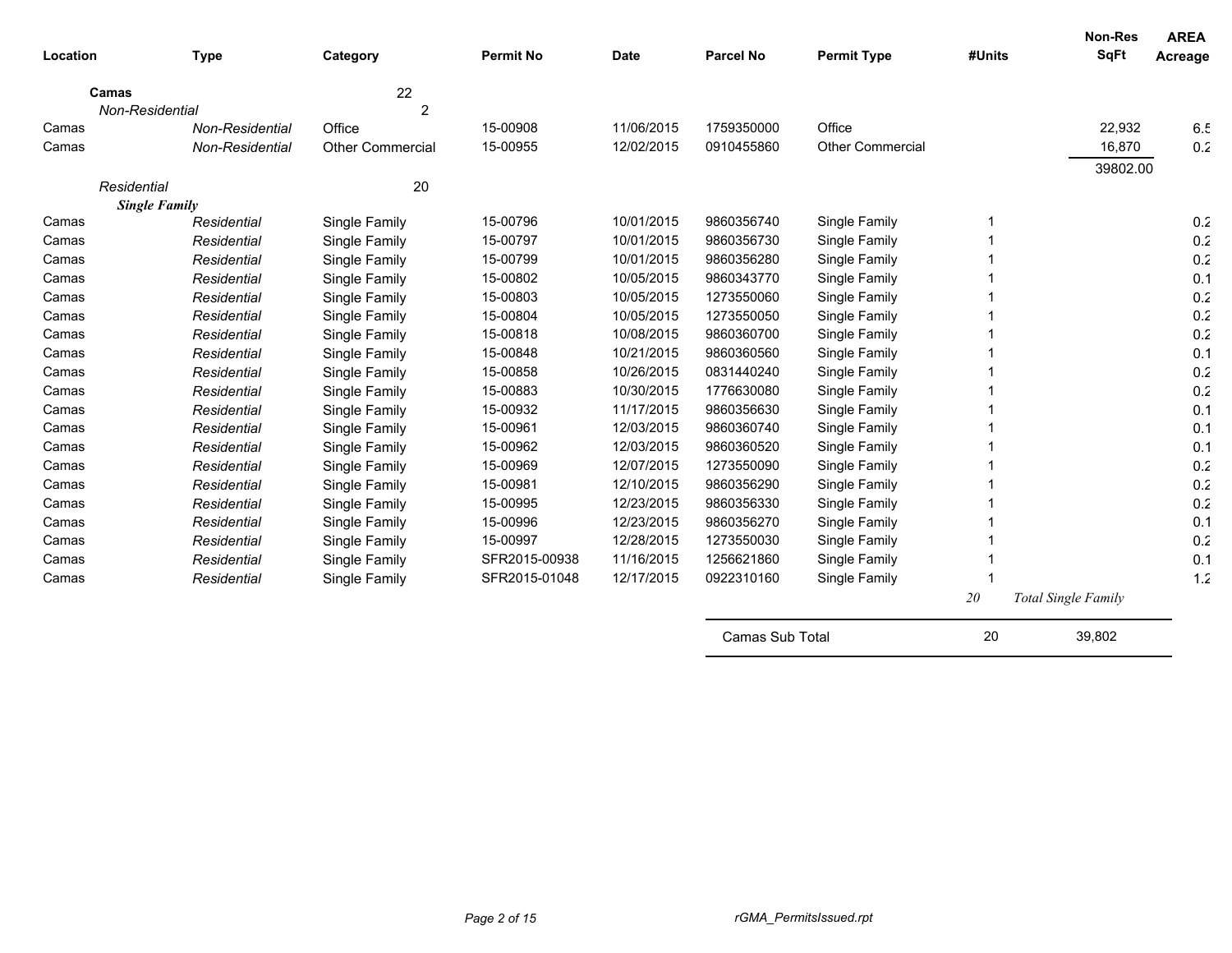| Location | Type | Category | Permit No | Date | Parcel No | Permit Type | #Units | Non-Res SqFt | AREA Acreage |
|---|---|---|---|---|---|---|---|---|---|
| **Camas** | | 22 | | | | | | | |
| *Non-Residential* | | 2 | | | | | | | |
| Camas | *Non-Residential* | Office | 15-00908 | 11/06/2015 | 1759350000 | Office | | 22,932 | 6.5 |
| Camas | *Non-Residential* | Other Commercial | 15-00955 | 12/02/2015 | 0910455860 | Other Commercial | | 16,870 | 0.2 |
| | | | | | | | | 39802.00 | |
| *Residential* | | 20 | | | | | | | |
| ***Single Family*** | | | | | | | | | |
| Camas | *Residential* | Single Family | 15-00796 | 10/01/2015 | 9860356740 | Single Family | 1 | | 0.2 |
| Camas | *Residential* | Single Family | 15-00797 | 10/01/2015 | 9860356730 | Single Family | 1 | | 0.2 |
| Camas | *Residential* | Single Family | 15-00799 | 10/01/2015 | 9860356280 | Single Family | 1 | | 0.2 |
| Camas | *Residential* | Single Family | 15-00802 | 10/05/2015 | 9860343770 | Single Family | 1 | | 0.1 |
| Camas | *Residential* | Single Family | 15-00803 | 10/05/2015 | 1273550060 | Single Family | 1 | | 0.2 |
| Camas | *Residential* | Single Family | 15-00804 | 10/05/2015 | 1273550050 | Single Family | 1 | | 0.2 |
| Camas | *Residential* | Single Family | 15-00818 | 10/08/2015 | 9860360700 | Single Family | 1 | | 0.2 |
| Camas | *Residential* | Single Family | 15-00848 | 10/21/2015 | 9860360560 | Single Family | 1 | | 0.1 |
| Camas | *Residential* | Single Family | 15-00858 | 10/26/2015 | 0831440240 | Single Family | 1 | | 0.2 |
| Camas | *Residential* | Single Family | 15-00883 | 10/30/2015 | 1776630080 | Single Family | 1 | | 0.2 |
| Camas | *Residential* | Single Family | 15-00932 | 11/17/2015 | 9860356630 | Single Family | 1 | | 0.1 |
| Camas | *Residential* | Single Family | 15-00961 | 12/03/2015 | 9860360740 | Single Family | 1 | | 0.1 |
| Camas | *Residential* | Single Family | 15-00962 | 12/03/2015 | 9860360520 | Single Family | 1 | | 0.1 |
| Camas | *Residential* | Single Family | 15-00969 | 12/07/2015 | 1273550090 | Single Family | 1 | | 0.2 |
| Camas | *Residential* | Single Family | 15-00981 | 12/10/2015 | 9860356290 | Single Family | 1 | | 0.2 |
| Camas | *Residential* | Single Family | 15-00995 | 12/23/2015 | 9860356330 | Single Family | 1 | | 0.2 |
| Camas | *Residential* | Single Family | 15-00996 | 12/23/2015 | 9860356270 | Single Family | 1 | | 0.1 |
| Camas | *Residential* | Single Family | 15-00997 | 12/28/2015 | 1273550030 | Single Family | 1 | | 0.2 |
| Camas | *Residential* | Single Family | SFR2015-00938 | 11/16/2015 | 1256621860 | Single Family | 1 | | 0.1 |
| Camas | *Residential* | Single Family | SFR2015-01048 | 12/17/2015 | 0922310160 | Single Family | 1 | | 1.2 |
| | | | | | | | *20* | *Total Single Family* | |
| | | | | | Camas Sub Total | | 20 | 39,802 | |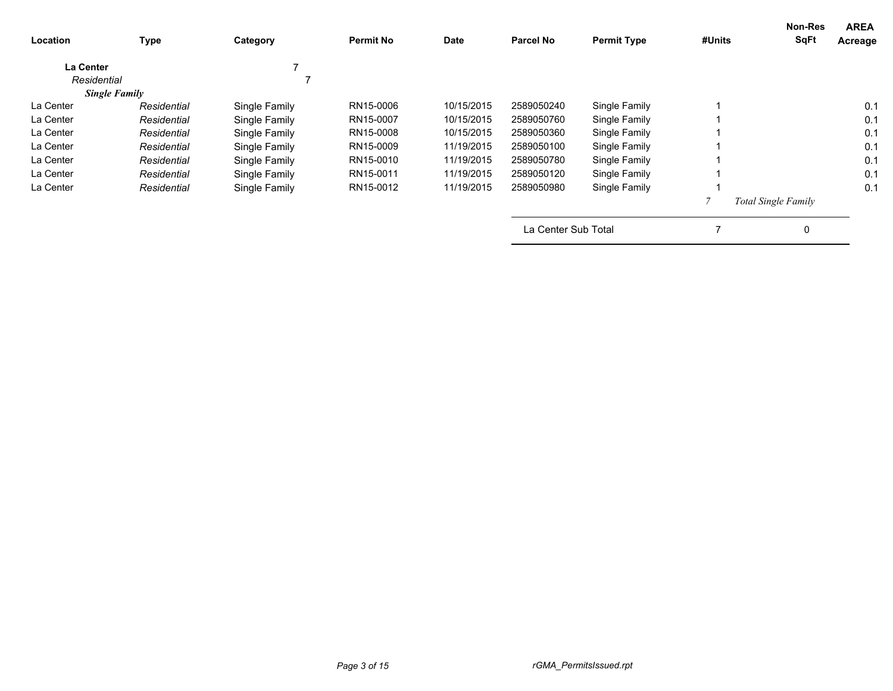| Location | Type | Category | Permit No | Date | Parcel No | Permit Type | #Units | Non-Res SqFt | AREA Acreage |
|---|---|---|---|---|---|---|---|---|---|
| **La Center** | | 7 | | | | | | | |
| *Residential* | | 7 | | | | | | | |
| ***Single Family*** | | | | | | | | | |
| La Center | *Residential* | Single Family | RN15-0006 | 10/15/2015 | 2589050240 | Single Family | 1 | | 0.1 |
| La Center | *Residential* | Single Family | RN15-0007 | 10/15/2015 | 2589050760 | Single Family | 1 | | 0.1 |
| La Center | *Residential* | Single Family | RN15-0008 | 10/15/2015 | 2589050360 | Single Family | 1 | | 0.1 |
| La Center | *Residential* | Single Family | RN15-0009 | 11/19/2015 | 2589050100 | Single Family | 1 | | 0.1 |
| La Center | *Residential* | Single Family | RN15-0010 | 11/19/2015 | 2589050780 | Single Family | 1 | | 0.1 |
| La Center | *Residential* | Single Family | RN15-0011 | 11/19/2015 | 2589050120 | Single Family | 1 | | 0.1 |
| La Center | *Residential* | Single Family | RN15-0012 | 11/19/2015 | 2589050980 | Single Family | 1 | | 0.1 |
| | | | | | | | *7* | *Total Single Family* | |
| | | | | | La Center Sub Total | | 7 | 0 | |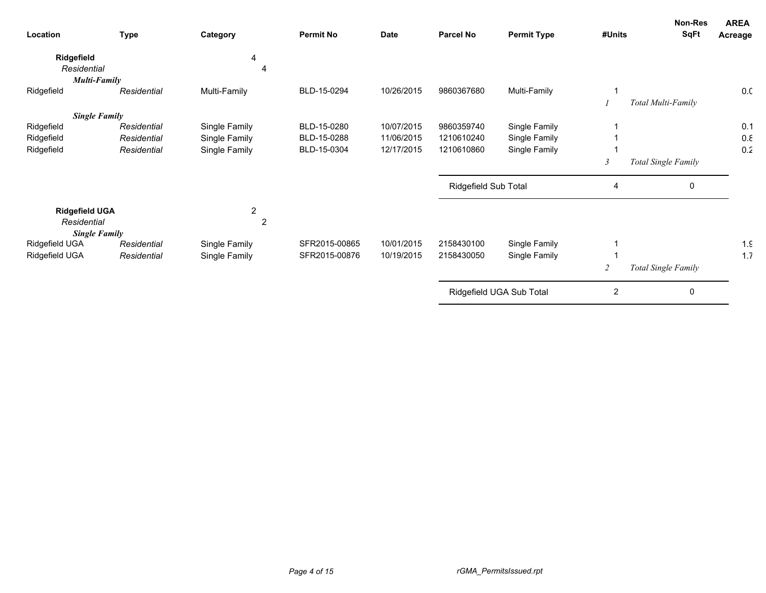| Location | Type | Category | Permit No | Date | Parcel No | Permit Type | #Units | Non-Res SqFt | AREA Acreage |
|---|---|---|---|---|---|---|---|---|---|
| **Ridgefield** | | 4 | | | | | | | |
| *Residential* | | 4 | | | | | | | |
| ***Multi-Family*** | | | | | | | | | |
| Ridgefield | *Residential* | Multi-Family | BLD-15-0294 | 10/26/2015 | 9860367680 | Multi-Family | 1 | | 0.0 |
| | | | | | | | *1* | *Total Multi-Family* | |
| ***Single Family*** | | | | | | | | | |
| Ridgefield | *Residential* | Single Family | BLD-15-0280 | 10/07/2015 | 9860359740 | Single Family | 1 | | 0.1 |
| Ridgefield | *Residential* | Single Family | BLD-15-0288 | 11/06/2015 | 1210610240 | Single Family | 1 | | 0.8 |
| Ridgefield | *Residential* | Single Family | BLD-15-0304 | 12/17/2015 | 1210610860 | Single Family | 1 | | 0.2 |
| | | | | | | | *3* | *Total Single Family* | |
| | | | | | Ridgefield Sub Total | | 4 | 0 | |
| **Ridgefield UGA** | | 2 | | | | | | | |
| *Residential* | | 2 | | | | | | | |
| ***Single Family*** | | | | | | | | | |
| Ridgefield UGA | *Residential* | Single Family | SFR2015-00865 | 10/01/2015 | 2158430100 | Single Family | 1 | | 1.9 |
| Ridgefield UGA | *Residential* | Single Family | SFR2015-00876 | 10/19/2015 | 2158430050 | Single Family | 1 | | 1.7 |
| | | | | | | | *2* | *Total Single Family* | |
| | | | | | Ridgefield UGA Sub Total | | 2 | 0 | |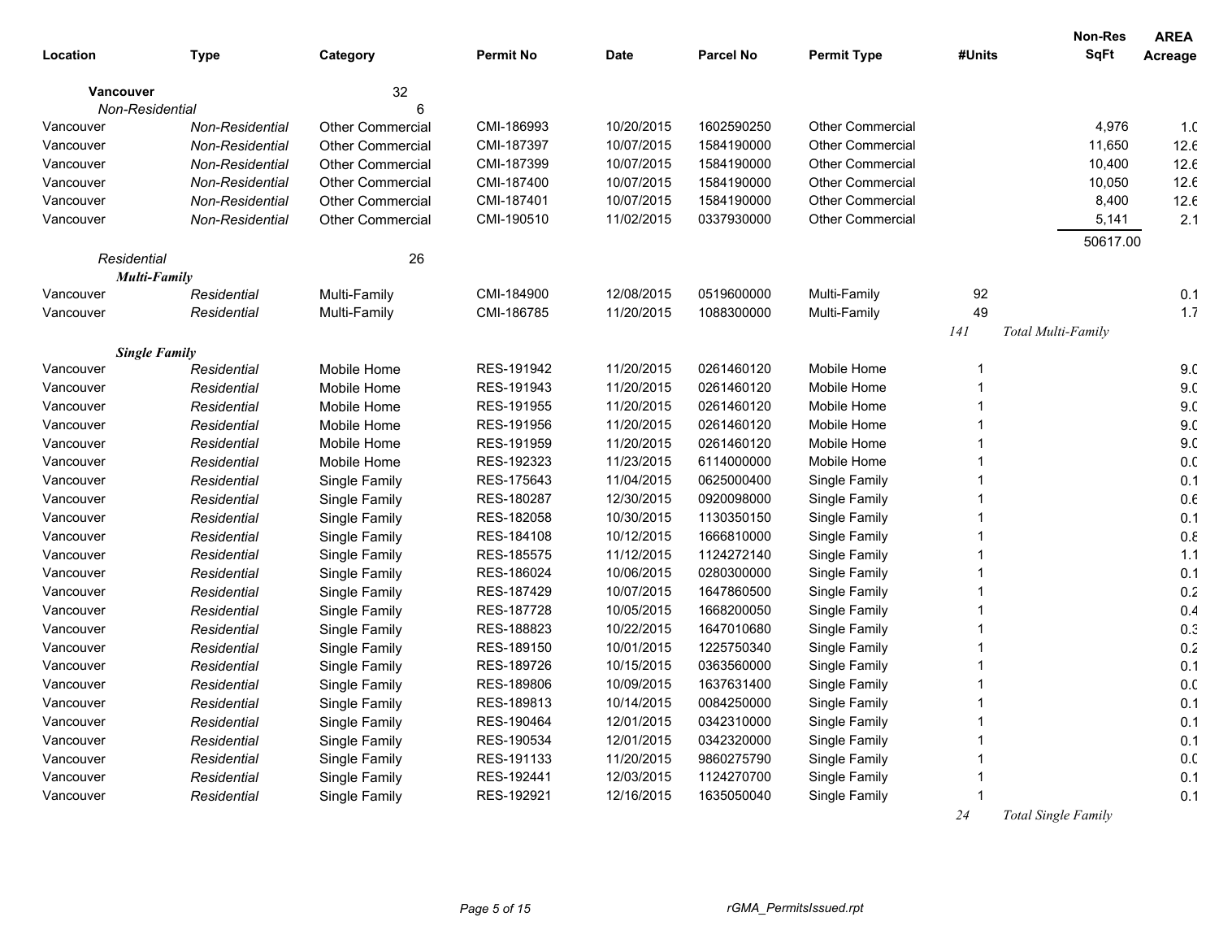| Location | Type | Category | Permit No | Date | Parcel No | Permit Type | #Units | Non-Res SqFt | AREA Acreage |
|---|---|---|---|---|---|---|---|---|---|
| **Vancouver** | | 32 | | | | | | | |
| *Non-Residential* | | 6 | | | | | | | |
| Vancouver | *Non-Residential* | Other Commercial | CMI-186993 | 10/20/2015 | 1602590250 | Other Commercial | | 4,976 | 1.0 |
| Vancouver | *Non-Residential* | Other Commercial | CMI-187397 | 10/07/2015 | 1584190000 | Other Commercial | | 11,650 | 12.6 |
| Vancouver | *Non-Residential* | Other Commercial | CMI-187399 | 10/07/2015 | 1584190000 | Other Commercial | | 10,400 | 12.6 |
| Vancouver | *Non-Residential* | Other Commercial | CMI-187400 | 10/07/2015 | 1584190000 | Other Commercial | | 10,050 | 12.6 |
| Vancouver | *Non-Residential* | Other Commercial | CMI-187401 | 10/07/2015 | 1584190000 | Other Commercial | | 8,400 | 12.6 |
| Vancouver | *Non-Residential* | Other Commercial | CMI-190510 | 11/02/2015 | 0337930000 | Other Commercial | | 5,141 | 2.1 |
| | | | | | | | | 50617.00 | |
| *Residential* | | 26 | | | | | | | |
| ***Multi-Family*** | | | | | | | | | |
| Vancouver | *Residential* | Multi-Family | CMI-184900 | 12/08/2015 | 0519600000 | Multi-Family | 92 | | 0.1 |
| Vancouver | *Residential* | Multi-Family | CMI-186785 | 11/20/2015 | 1088300000 | Multi-Family | 49 | | 1.7 |
| | | | | | | | *141* | *Total Multi-Family* | |
| ***Single Family*** | | | | | | | | | |
| Vancouver | *Residential* | Mobile Home | RES-191942 | 11/20/2015 | 0261460120 | Mobile Home | 1 | | 9.0 |
| Vancouver | *Residential* | Mobile Home | RES-191943 | 11/20/2015 | 0261460120 | Mobile Home | 1 | | 9.0 |
| Vancouver | *Residential* | Mobile Home | RES-191955 | 11/20/2015 | 0261460120 | Mobile Home | 1 | | 9.0 |
| Vancouver | *Residential* | Mobile Home | RES-191956 | 11/20/2015 | 0261460120 | Mobile Home | 1 | | 9.0 |
| Vancouver | *Residential* | Mobile Home | RES-191959 | 11/20/2015 | 0261460120 | Mobile Home | 1 | | 9.0 |
| Vancouver | *Residential* | Mobile Home | RES-192323 | 11/23/2015 | 6114000000 | Mobile Home | 1 | | 0.0 |
| Vancouver | *Residential* | Single Family | RES-175643 | 11/04/2015 | 0625000400 | Single Family | 1 | | 0.1 |
| Vancouver | *Residential* | Single Family | RES-180287 | 12/30/2015 | 0920098000 | Single Family | 1 | | 0.6 |
| Vancouver | *Residential* | Single Family | RES-182058 | 10/30/2015 | 1130350150 | Single Family | 1 | | 0.1 |
| Vancouver | *Residential* | Single Family | RES-184108 | 10/12/2015 | 1666810000 | Single Family | 1 | | 0.8 |
| Vancouver | *Residential* | Single Family | RES-185575 | 11/12/2015 | 1124272140 | Single Family | 1 | | 1.1 |
| Vancouver | *Residential* | Single Family | RES-186024 | 10/06/2015 | 0280300000 | Single Family | 1 | | 0.1 |
| Vancouver | *Residential* | Single Family | RES-187429 | 10/07/2015 | 1647860500 | Single Family | 1 | | 0.2 |
| Vancouver | *Residential* | Single Family | RES-187728 | 10/05/2015 | 1668200050 | Single Family | 1 | | 0.4 |
| Vancouver | *Residential* | Single Family | RES-188823 | 10/22/2015 | 1647010680 | Single Family | 1 | | 0.3 |
| Vancouver | *Residential* | Single Family | RES-189150 | 10/01/2015 | 1225750340 | Single Family | 1 | | 0.2 |
| Vancouver | *Residential* | Single Family | RES-189726 | 10/15/2015 | 0363560000 | Single Family | 1 | | 0.1 |
| Vancouver | *Residential* | Single Family | RES-189806 | 10/09/2015 | 1637631400 | Single Family | 1 | | 0.0 |
| Vancouver | *Residential* | Single Family | RES-189813 | 10/14/2015 | 0084250000 | Single Family | 1 | | 0.1 |
| Vancouver | *Residential* | Single Family | RES-190464 | 12/01/2015 | 0342310000 | Single Family | 1 | | 0.1 |
| Vancouver | *Residential* | Single Family | RES-190534 | 12/01/2015 | 0342320000 | Single Family | 1 | | 0.1 |
| Vancouver | *Residential* | Single Family | RES-191133 | 11/20/2015 | 9860275790 | Single Family | 1 | | 0.0 |
| Vancouver | *Residential* | Single Family | RES-192441 | 12/03/2015 | 1124270700 | Single Family | 1 | | 0.1 |
| Vancouver | *Residential* | Single Family | RES-192921 | 12/16/2015 | 1635050040 | Single Family | 1 | | 0.1 |
| | | | | | | | *24* | *Total Single Family* | |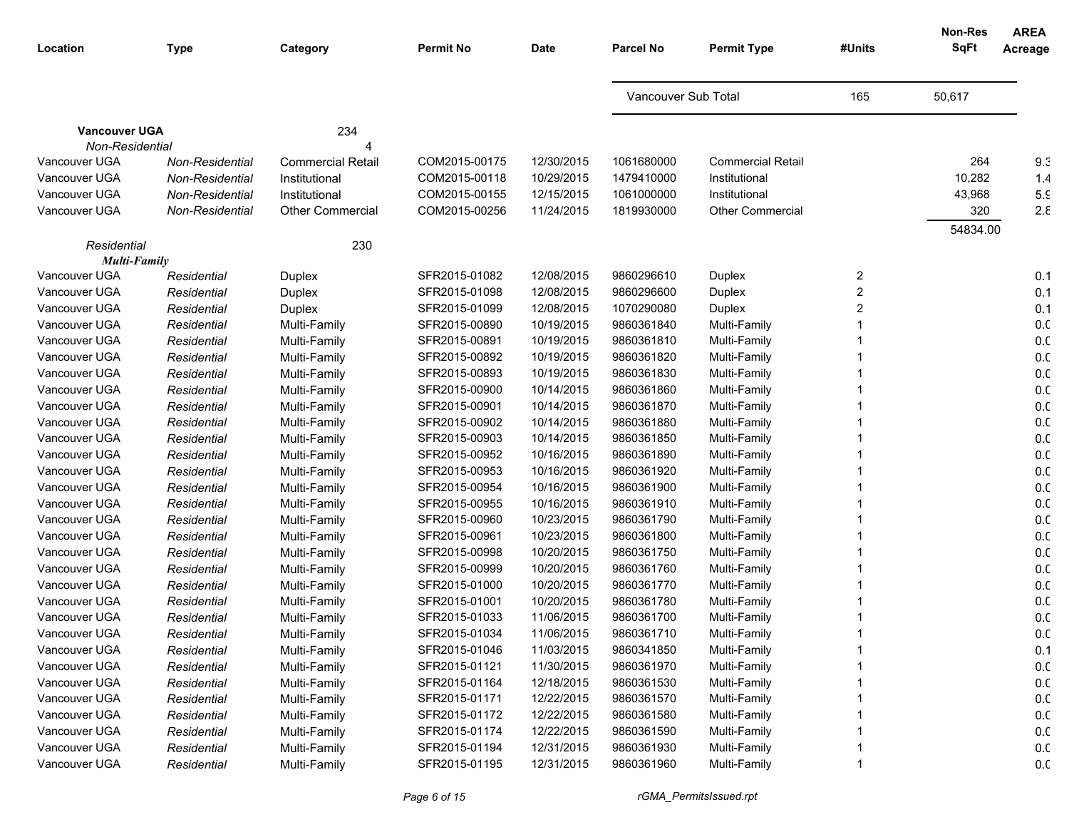| Location | Type | Category | Permit No | Date | Parcel No | Permit Type | #Units | Non-Res SqFt | AREA Acreage |
|---|---|---|---|---|---|---|---|---|---|
| | | | | | Vancouver Sub Total | | 165 | 50,617 | |
| **Vancouver UGA** | | 234 | | | | | | | |
| *Non-Residential* | | 4 | | | | | | | |
| Vancouver UGA | *Non-Residential* | Commercial Retail | COM2015-00175 | 12/30/2015 | 1061680000 | Commercial Retail | | 264 | 9.3 |
| Vancouver UGA | *Non-Residential* | Institutional | COM2015-00118 | 10/29/2015 | 1479410000 | Institutional | | 10,282 | 1.4 |
| Vancouver UGA | *Non-Residential* | Institutional | COM2015-00155 | 12/15/2015 | 1061000000 | Institutional | | 43,968 | 5.9 |
| Vancouver UGA | *Non-Residential* | Other Commercial | COM2015-00256 | 11/24/2015 | 1819930000 | Other Commercial | | 320 | 2.8 |
| | | | | | | | | 54834.00 | |
| *Residential* | | 230 | | | | | | | |
| ***Multi-Family*** | | | | | | | | | |
| Vancouver UGA | *Residential* | Duplex | SFR2015-01082 | 12/08/2015 | 9860296610 | Duplex | 2 | | 0.1 |
| Vancouver UGA | *Residential* | Duplex | SFR2015-01098 | 12/08/2015 | 9860296600 | Duplex | 2 | | 0.1 |
| Vancouver UGA | *Residential* | Duplex | SFR2015-01099 | 12/08/2015 | 1070290080 | Duplex | 2 | | 0.1 |
| Vancouver UGA | *Residential* | Multi-Family | SFR2015-00890 | 10/19/2015 | 9860361840 | Multi-Family | 1 | | 0.0 |
| Vancouver UGA | *Residential* | Multi-Family | SFR2015-00891 | 10/19/2015 | 9860361810 | Multi-Family | 1 | | 0.0 |
| Vancouver UGA | *Residential* | Multi-Family | SFR2015-00892 | 10/19/2015 | 9860361820 | Multi-Family | 1 | | 0.0 |
| Vancouver UGA | *Residential* | Multi-Family | SFR2015-00893 | 10/19/2015 | 9860361830 | Multi-Family | 1 | | 0.0 |
| Vancouver UGA | *Residential* | Multi-Family | SFR2015-00900 | 10/14/2015 | 9860361860 | Multi-Family | 1 | | 0.0 |
| Vancouver UGA | *Residential* | Multi-Family | SFR2015-00901 | 10/14/2015 | 9860361870 | Multi-Family | 1 | | 0.0 |
| Vancouver UGA | *Residential* | Multi-Family | SFR2015-00902 | 10/14/2015 | 9860361880 | Multi-Family | 1 | | 0.0 |
| Vancouver UGA | *Residential* | Multi-Family | SFR2015-00903 | 10/14/2015 | 9860361850 | Multi-Family | 1 | | 0.0 |
| Vancouver UGA | *Residential* | Multi-Family | SFR2015-00952 | 10/16/2015 | 9860361890 | Multi-Family | 1 | | 0.0 |
| Vancouver UGA | *Residential* | Multi-Family | SFR2015-00953 | 10/16/2015 | 9860361920 | Multi-Family | 1 | | 0.0 |
| Vancouver UGA | *Residential* | Multi-Family | SFR2015-00954 | 10/16/2015 | 9860361900 | Multi-Family | 1 | | 0.0 |
| Vancouver UGA | *Residential* | Multi-Family | SFR2015-00955 | 10/16/2015 | 9860361910 | Multi-Family | 1 | | 0.0 |
| Vancouver UGA | *Residential* | Multi-Family | SFR2015-00960 | 10/23/2015 | 9860361790 | Multi-Family | 1 | | 0.0 |
| Vancouver UGA | *Residential* | Multi-Family | SFR2015-00961 | 10/23/2015 | 9860361800 | Multi-Family | 1 | | 0.0 |
| Vancouver UGA | *Residential* | Multi-Family | SFR2015-00998 | 10/20/2015 | 9860361750 | Multi-Family | 1 | | 0.0 |
| Vancouver UGA | *Residential* | Multi-Family | SFR2015-00999 | 10/20/2015 | 9860361760 | Multi-Family | 1 | | 0.0 |
| Vancouver UGA | *Residential* | Multi-Family | SFR2015-01000 | 10/20/2015 | 9860361770 | Multi-Family | 1 | | 0.0 |
| Vancouver UGA | *Residential* | Multi-Family | SFR2015-01001 | 10/20/2015 | 9860361780 | Multi-Family | 1 | | 0.0 |
| Vancouver UGA | *Residential* | Multi-Family | SFR2015-01033 | 11/06/2015 | 9860361700 | Multi-Family | 1 | | 0.0 |
| Vancouver UGA | *Residential* | Multi-Family | SFR2015-01034 | 11/06/2015 | 9860361710 | Multi-Family | 1 | | 0.0 |
| Vancouver UGA | *Residential* | Multi-Family | SFR2015-01046 | 11/03/2015 | 9860341850 | Multi-Family | 1 | | 0.1 |
| Vancouver UGA | *Residential* | Multi-Family | SFR2015-01121 | 11/30/2015 | 9860361970 | Multi-Family | 1 | | 0.0 |
| Vancouver UGA | *Residential* | Multi-Family | SFR2015-01164 | 12/18/2015 | 9860361530 | Multi-Family | 1 | | 0.0 |
| Vancouver UGA | *Residential* | Multi-Family | SFR2015-01171 | 12/22/2015 | 9860361570 | Multi-Family | 1 | | 0.0 |
| Vancouver UGA | *Residential* | Multi-Family | SFR2015-01172 | 12/22/2015 | 9860361580 | Multi-Family | 1 | | 0.0 |
| Vancouver UGA | *Residential* | Multi-Family | SFR2015-01174 | 12/22/2015 | 9860361590 | Multi-Family | 1 | | 0.0 |
| Vancouver UGA | *Residential* | Multi-Family | SFR2015-01194 | 12/31/2015 | 9860361930 | Multi-Family | 1 | | 0.0 |
| Vancouver UGA | *Residential* | Multi-Family | SFR2015-01195 | 12/31/2015 | 9860361960 | Multi-Family | 1 | | 0.0 |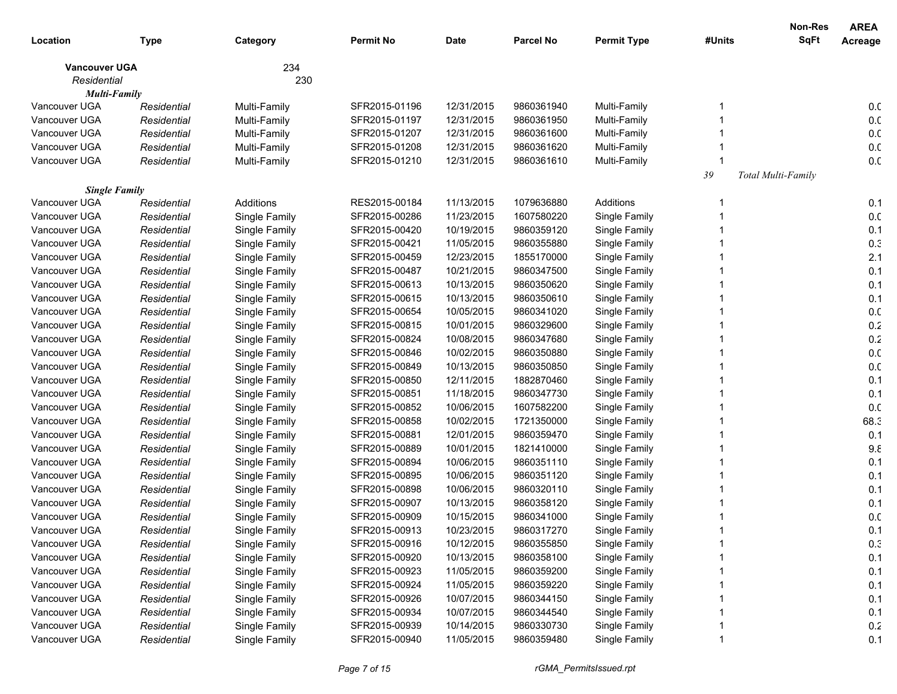| Location | Type | Category | Permit No | Date | Parcel No | Permit Type | #Units | Non-Res SqFt | AREA Acreage |
|---|---|---|---|---|---|---|---|---|---|
| **Vancouver UGA** | | 234 | | | | | | | |
| *Residential* | | 230 | | | | | | | |
| ***Multi-Family*** | | | | | | | | | |
| Vancouver UGA | *Residential* | Multi-Family | SFR2015-01196 | 12/31/2015 | 9860361940 | Multi-Family | 1 | | 0.0 |
| Vancouver UGA | *Residential* | Multi-Family | SFR2015-01197 | 12/31/2015 | 9860361950 | Multi-Family | 1 | | 0.0 |
| Vancouver UGA | *Residential* | Multi-Family | SFR2015-01207 | 12/31/2015 | 9860361600 | Multi-Family | 1 | | 0.0 |
| Vancouver UGA | *Residential* | Multi-Family | SFR2015-01208 | 12/31/2015 | 9860361620 | Multi-Family | 1 | | 0.0 |
| Vancouver UGA | *Residential* | Multi-Family | SFR2015-01210 | 12/31/2015 | 9860361610 | Multi-Family | 1 | | 0.0 |
| | | | | | | | *39* | *Total Multi-Family* | |
| ***Single Family*** | | | | | | | | | |
| Vancouver UGA | *Residential* | Additions | RES2015-00184 | 11/13/2015 | 1079636880 | Additions | 1 | | 0.1 |
| Vancouver UGA | *Residential* | Single Family | SFR2015-00286 | 11/23/2015 | 1607580220 | Single Family | 1 | | 0.0 |
| Vancouver UGA | *Residential* | Single Family | SFR2015-00420 | 10/19/2015 | 9860359120 | Single Family | 1 | | 0.1 |
| Vancouver UGA | *Residential* | Single Family | SFR2015-00421 | 11/05/2015 | 9860355880 | Single Family | 1 | | 0.3 |
| Vancouver UGA | *Residential* | Single Family | SFR2015-00459 | 12/23/2015 | 1855170000 | Single Family | 1 | | 2.1 |
| Vancouver UGA | *Residential* | Single Family | SFR2015-00487 | 10/21/2015 | 9860347500 | Single Family | 1 | | 0.1 |
| Vancouver UGA | *Residential* | Single Family | SFR2015-00613 | 10/13/2015 | 9860350620 | Single Family | 1 | | 0.1 |
| Vancouver UGA | *Residential* | Single Family | SFR2015-00615 | 10/13/2015 | 9860350610 | Single Family | 1 | | 0.1 |
| Vancouver UGA | *Residential* | Single Family | SFR2015-00654 | 10/05/2015 | 9860341020 | Single Family | 1 | | 0.0 |
| Vancouver UGA | *Residential* | Single Family | SFR2015-00815 | 10/01/2015 | 9860329600 | Single Family | 1 | | 0.2 |
| Vancouver UGA | *Residential* | Single Family | SFR2015-00824 | 10/08/2015 | 9860347680 | Single Family | 1 | | 0.2 |
| Vancouver UGA | *Residential* | Single Family | SFR2015-00846 | 10/02/2015 | 9860350880 | Single Family | 1 | | 0.0 |
| Vancouver UGA | *Residential* | Single Family | SFR2015-00849 | 10/13/2015 | 9860350850 | Single Family | 1 | | 0.0 |
| Vancouver UGA | *Residential* | Single Family | SFR2015-00850 | 12/11/2015 | 1882870460 | Single Family | 1 | | 0.1 |
| Vancouver UGA | *Residential* | Single Family | SFR2015-00851 | 11/18/2015 | 9860347730 | Single Family | 1 | | 0.1 |
| Vancouver UGA | *Residential* | Single Family | SFR2015-00852 | 10/06/2015 | 1607582200 | Single Family | 1 | | 0.0 |
| Vancouver UGA | *Residential* | Single Family | SFR2015-00858 | 10/02/2015 | 1721350000 | Single Family | 1 | | 68.3 |
| Vancouver UGA | *Residential* | Single Family | SFR2015-00881 | 12/01/2015 | 9860359470 | Single Family | 1 | | 0.1 |
| Vancouver UGA | *Residential* | Single Family | SFR2015-00889 | 10/01/2015 | 1821410000 | Single Family | 1 | | 9.8 |
| Vancouver UGA | *Residential* | Single Family | SFR2015-00894 | 10/06/2015 | 9860351110 | Single Family | 1 | | 0.1 |
| Vancouver UGA | *Residential* | Single Family | SFR2015-00895 | 10/06/2015 | 9860351120 | Single Family | 1 | | 0.1 |
| Vancouver UGA | *Residential* | Single Family | SFR2015-00898 | 10/06/2015 | 9860320110 | Single Family | 1 | | 0.1 |
| Vancouver UGA | *Residential* | Single Family | SFR2015-00907 | 10/13/2015 | 9860358120 | Single Family | 1 | | 0.1 |
| Vancouver UGA | *Residential* | Single Family | SFR2015-00909 | 10/15/2015 | 9860341000 | Single Family | 1 | | 0.0 |
| Vancouver UGA | *Residential* | Single Family | SFR2015-00913 | 10/23/2015 | 9860317270 | Single Family | 1 | | 0.1 |
| Vancouver UGA | *Residential* | Single Family | SFR2015-00916 | 10/12/2015 | 9860355850 | Single Family | 1 | | 0.3 |
| Vancouver UGA | *Residential* | Single Family | SFR2015-00920 | 10/13/2015 | 9860358100 | Single Family | 1 | | 0.1 |
| Vancouver UGA | *Residential* | Single Family | SFR2015-00923 | 11/05/2015 | 9860359200 | Single Family | 1 | | 0.1 |
| Vancouver UGA | *Residential* | Single Family | SFR2015-00924 | 11/05/2015 | 9860359220 | Single Family | 1 | | 0.1 |
| Vancouver UGA | *Residential* | Single Family | SFR2015-00926 | 10/07/2015 | 9860344150 | Single Family | 1 | | 0.1 |
| Vancouver UGA | *Residential* | Single Family | SFR2015-00934 | 10/07/2015 | 9860344540 | Single Family | 1 | | 0.1 |
| Vancouver UGA | *Residential* | Single Family | SFR2015-00939 | 10/14/2015 | 9860330730 | Single Family | 1 | | 0.2 |
| Vancouver UGA | *Residential* | Single Family | SFR2015-00940 | 11/05/2015 | 9860359480 | Single Family | 1 | | 0.1 |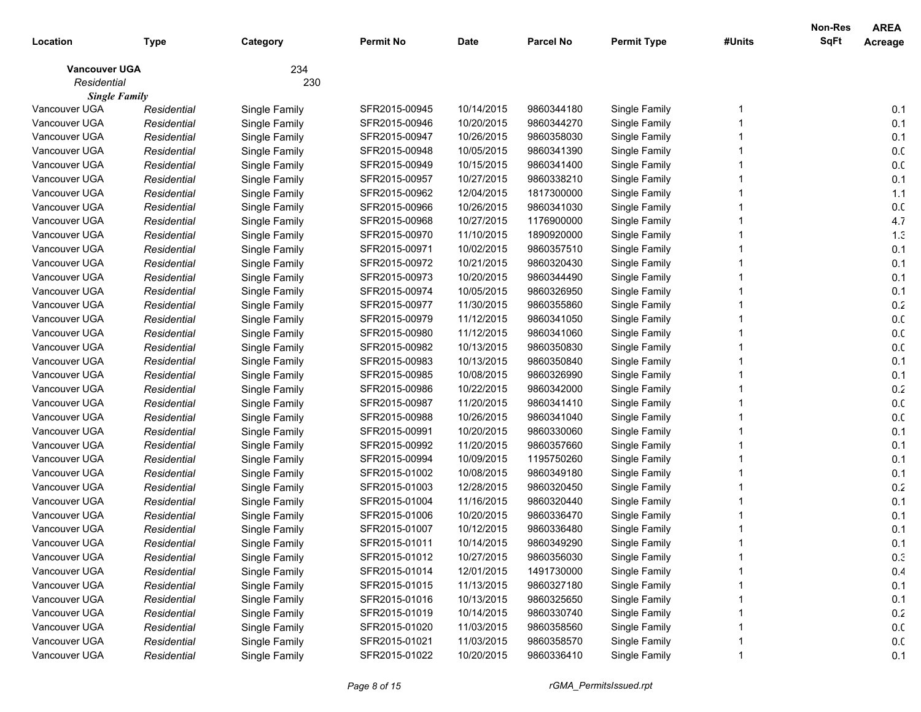| Location | Type | Category | Permit No | Date | Parcel No | Permit Type | #Units | Non-Res SqFt | AREA Acreage |
|---|---|---|---|---|---|---|---|---|---|
| **Vancouver UGA** | | 234 | | | | | | | |
| *Residential* | | 230 | | | | | | | |
| ***Single Family*** | | | | | | | | | |
| Vancouver UGA | *Residential* | Single Family | SFR2015-00945 | 10/14/2015 | 9860344180 | Single Family | 1 | | 0.1 |
| Vancouver UGA | *Residential* | Single Family | SFR2015-00946 | 10/20/2015 | 9860344270 | Single Family | 1 | | 0.1 |
| Vancouver UGA | *Residential* | Single Family | SFR2015-00947 | 10/26/2015 | 9860358030 | Single Family | 1 | | 0.1 |
| Vancouver UGA | *Residential* | Single Family | SFR2015-00948 | 10/05/2015 | 9860341390 | Single Family | 1 | | 0.0 |
| Vancouver UGA | *Residential* | Single Family | SFR2015-00949 | 10/15/2015 | 9860341400 | Single Family | 1 | | 0.0 |
| Vancouver UGA | *Residential* | Single Family | SFR2015-00957 | 10/27/2015 | 9860338210 | Single Family | 1 | | 0.1 |
| Vancouver UGA | *Residential* | Single Family | SFR2015-00962 | 12/04/2015 | 1817300000 | Single Family | 1 | | 1.1 |
| Vancouver UGA | *Residential* | Single Family | SFR2015-00966 | 10/26/2015 | 9860341030 | Single Family | 1 | | 0.0 |
| Vancouver UGA | *Residential* | Single Family | SFR2015-00968 | 10/27/2015 | 1176900000 | Single Family | 1 | | 4.7 |
| Vancouver UGA | *Residential* | Single Family | SFR2015-00970 | 11/10/2015 | 1890920000 | Single Family | 1 | | 1.3 |
| Vancouver UGA | *Residential* | Single Family | SFR2015-00971 | 10/02/2015 | 9860357510 | Single Family | 1 | | 0.1 |
| Vancouver UGA | *Residential* | Single Family | SFR2015-00972 | 10/21/2015 | 9860320430 | Single Family | 1 | | 0.1 |
| Vancouver UGA | *Residential* | Single Family | SFR2015-00973 | 10/20/2015 | 9860344490 | Single Family | 1 | | 0.1 |
| Vancouver UGA | *Residential* | Single Family | SFR2015-00974 | 10/05/2015 | 9860326950 | Single Family | 1 | | 0.1 |
| Vancouver UGA | *Residential* | Single Family | SFR2015-00977 | 11/30/2015 | 9860355860 | Single Family | 1 | | 0.2 |
| Vancouver UGA | *Residential* | Single Family | SFR2015-00979 | 11/12/2015 | 9860341050 | Single Family | 1 | | 0.0 |
| Vancouver UGA | *Residential* | Single Family | SFR2015-00980 | 11/12/2015 | 9860341060 | Single Family | 1 | | 0.0 |
| Vancouver UGA | *Residential* | Single Family | SFR2015-00982 | 10/13/2015 | 9860350830 | Single Family | 1 | | 0.0 |
| Vancouver UGA | *Residential* | Single Family | SFR2015-00983 | 10/13/2015 | 9860350840 | Single Family | 1 | | 0.1 |
| Vancouver UGA | *Residential* | Single Family | SFR2015-00985 | 10/08/2015 | 9860326990 | Single Family | 1 | | 0.1 |
| Vancouver UGA | *Residential* | Single Family | SFR2015-00986 | 10/22/2015 | 9860342000 | Single Family | 1 | | 0.2 |
| Vancouver UGA | *Residential* | Single Family | SFR2015-00987 | 11/20/2015 | 9860341410 | Single Family | 1 | | 0.0 |
| Vancouver UGA | *Residential* | Single Family | SFR2015-00988 | 10/26/2015 | 9860341040 | Single Family | 1 | | 0.0 |
| Vancouver UGA | *Residential* | Single Family | SFR2015-00991 | 10/20/2015 | 9860330060 | Single Family | 1 | | 0.1 |
| Vancouver UGA | *Residential* | Single Family | SFR2015-00992 | 11/20/2015 | 9860357660 | Single Family | 1 | | 0.1 |
| Vancouver UGA | *Residential* | Single Family | SFR2015-00994 | 10/09/2015 | 1195750260 | Single Family | 1 | | 0.1 |
| Vancouver UGA | *Residential* | Single Family | SFR2015-01002 | 10/08/2015 | 9860349180 | Single Family | 1 | | 0.1 |
| Vancouver UGA | *Residential* | Single Family | SFR2015-01003 | 12/28/2015 | 9860320450 | Single Family | 1 | | 0.2 |
| Vancouver UGA | *Residential* | Single Family | SFR2015-01004 | 11/16/2015 | 9860320440 | Single Family | 1 | | 0.1 |
| Vancouver UGA | *Residential* | Single Family | SFR2015-01006 | 10/20/2015 | 9860336470 | Single Family | 1 | | 0.1 |
| Vancouver UGA | *Residential* | Single Family | SFR2015-01007 | 10/12/2015 | 9860336480 | Single Family | 1 | | 0.1 |
| Vancouver UGA | *Residential* | Single Family | SFR2015-01011 | 10/14/2015 | 9860349290 | Single Family | 1 | | 0.1 |
| Vancouver UGA | *Residential* | Single Family | SFR2015-01012 | 10/27/2015 | 9860356030 | Single Family | 1 | | 0.3 |
| Vancouver UGA | *Residential* | Single Family | SFR2015-01014 | 12/01/2015 | 1491730000 | Single Family | 1 | | 0.4 |
| Vancouver UGA | *Residential* | Single Family | SFR2015-01015 | 11/13/2015 | 9860327180 | Single Family | 1 | | 0.1 |
| Vancouver UGA | *Residential* | Single Family | SFR2015-01016 | 10/13/2015 | 9860325650 | Single Family | 1 | | 0.1 |
| Vancouver UGA | *Residential* | Single Family | SFR2015-01019 | 10/14/2015 | 9860330740 | Single Family | 1 | | 0.2 |
| Vancouver UGA | *Residential* | Single Family | SFR2015-01020 | 11/03/2015 | 9860358560 | Single Family | 1 | | 0.0 |
| Vancouver UGA | *Residential* | Single Family | SFR2015-01021 | 11/03/2015 | 9860358570 | Single Family | 1 | | 0.0 |
| Vancouver UGA | *Residential* | Single Family | SFR2015-01022 | 10/20/2015 | 9860336410 | Single Family | 1 | | 0.1 |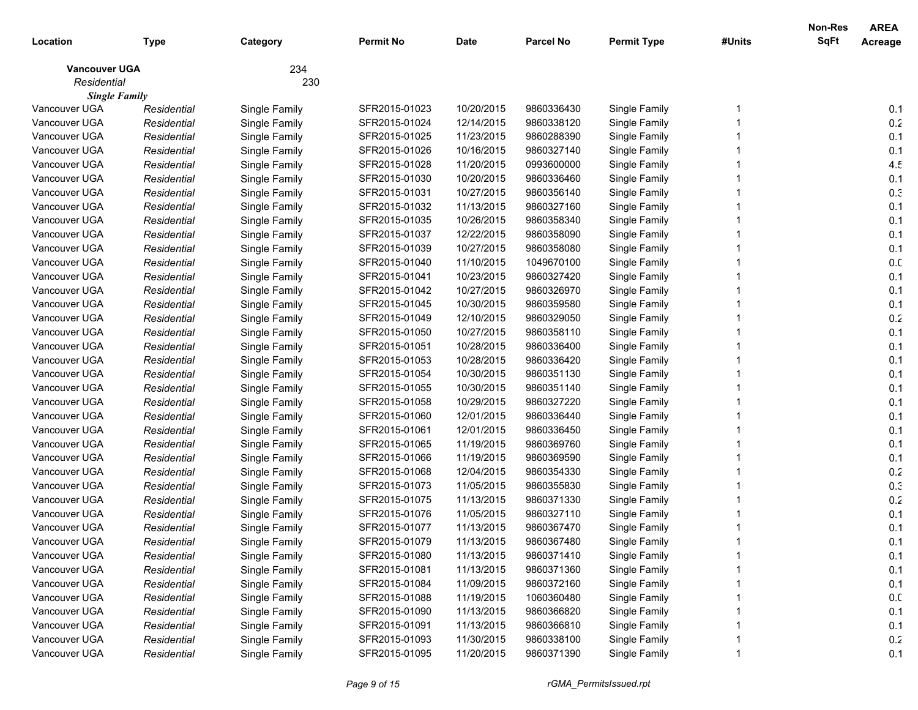| Location | Type | Category | Permit No | Date | Parcel No | Permit Type | #Units | Non-Res SqFt | AREA Acreage |
|---|---|---|---|---|---|---|---|---|---|
| **Vancouver UGA** | | 234 | | | | | | | |
| *Residential* | | 230 | | | | | | | |
| ***Single Family*** | | | | | | | | | |
| Vancouver UGA | *Residential* | Single Family | SFR2015-01023 | 10/20/2015 | 9860336430 | Single Family | 1 | | 0.1 |
| Vancouver UGA | *Residential* | Single Family | SFR2015-01024 | 12/14/2015 | 9860338120 | Single Family | 1 | | 0.2 |
| Vancouver UGA | *Residential* | Single Family | SFR2015-01025 | 11/23/2015 | 9860288390 | Single Family | 1 | | 0.1 |
| Vancouver UGA | *Residential* | Single Family | SFR2015-01026 | 10/16/2015 | 9860327140 | Single Family | 1 | | 0.1 |
| Vancouver UGA | *Residential* | Single Family | SFR2015-01028 | 11/20/2015 | 0993600000 | Single Family | 1 | | 4.5 |
| Vancouver UGA | *Residential* | Single Family | SFR2015-01030 | 10/20/2015 | 9860336460 | Single Family | 1 | | 0.1 |
| Vancouver UGA | *Residential* | Single Family | SFR2015-01031 | 10/27/2015 | 9860356140 | Single Family | 1 | | 0.3 |
| Vancouver UGA | *Residential* | Single Family | SFR2015-01032 | 11/13/2015 | 9860327160 | Single Family | 1 | | 0.1 |
| Vancouver UGA | *Residential* | Single Family | SFR2015-01035 | 10/26/2015 | 9860358340 | Single Family | 1 | | 0.1 |
| Vancouver UGA | *Residential* | Single Family | SFR2015-01037 | 12/22/2015 | 9860358090 | Single Family | 1 | | 0.1 |
| Vancouver UGA | *Residential* | Single Family | SFR2015-01039 | 10/27/2015 | 9860358080 | Single Family | 1 | | 0.1 |
| Vancouver UGA | *Residential* | Single Family | SFR2015-01040 | 11/10/2015 | 1049670100 | Single Family | 1 | | 0.0 |
| Vancouver UGA | *Residential* | Single Family | SFR2015-01041 | 10/23/2015 | 9860327420 | Single Family | 1 | | 0.1 |
| Vancouver UGA | *Residential* | Single Family | SFR2015-01042 | 10/27/2015 | 9860326970 | Single Family | 1 | | 0.1 |
| Vancouver UGA | *Residential* | Single Family | SFR2015-01045 | 10/30/2015 | 9860359580 | Single Family | 1 | | 0.1 |
| Vancouver UGA | *Residential* | Single Family | SFR2015-01049 | 12/10/2015 | 9860329050 | Single Family | 1 | | 0.2 |
| Vancouver UGA | *Residential* | Single Family | SFR2015-01050 | 10/27/2015 | 9860358110 | Single Family | 1 | | 0.1 |
| Vancouver UGA | *Residential* | Single Family | SFR2015-01051 | 10/28/2015 | 9860336400 | Single Family | 1 | | 0.1 |
| Vancouver UGA | *Residential* | Single Family | SFR2015-01053 | 10/28/2015 | 9860336420 | Single Family | 1 | | 0.1 |
| Vancouver UGA | *Residential* | Single Family | SFR2015-01054 | 10/30/2015 | 9860351130 | Single Family | 1 | | 0.1 |
| Vancouver UGA | *Residential* | Single Family | SFR2015-01055 | 10/30/2015 | 9860351140 | Single Family | 1 | | 0.1 |
| Vancouver UGA | *Residential* | Single Family | SFR2015-01058 | 10/29/2015 | 9860327220 | Single Family | 1 | | 0.1 |
| Vancouver UGA | *Residential* | Single Family | SFR2015-01060 | 12/01/2015 | 9860336440 | Single Family | 1 | | 0.1 |
| Vancouver UGA | *Residential* | Single Family | SFR2015-01061 | 12/01/2015 | 9860336450 | Single Family | 1 | | 0.1 |
| Vancouver UGA | *Residential* | Single Family | SFR2015-01065 | 11/19/2015 | 9860369760 | Single Family | 1 | | 0.1 |
| Vancouver UGA | *Residential* | Single Family | SFR2015-01066 | 11/19/2015 | 9860369590 | Single Family | 1 | | 0.1 |
| Vancouver UGA | *Residential* | Single Family | SFR2015-01068 | 12/04/2015 | 9860354330 | Single Family | 1 | | 0.2 |
| Vancouver UGA | *Residential* | Single Family | SFR2015-01073 | 11/05/2015 | 9860355830 | Single Family | 1 | | 0.3 |
| Vancouver UGA | *Residential* | Single Family | SFR2015-01075 | 11/13/2015 | 9860371330 | Single Family | 1 | | 0.2 |
| Vancouver UGA | *Residential* | Single Family | SFR2015-01076 | 11/05/2015 | 9860327110 | Single Family | 1 | | 0.1 |
| Vancouver UGA | *Residential* | Single Family | SFR2015-01077 | 11/13/2015 | 9860367470 | Single Family | 1 | | 0.1 |
| Vancouver UGA | *Residential* | Single Family | SFR2015-01079 | 11/13/2015 | 9860367480 | Single Family | 1 | | 0.1 |
| Vancouver UGA | *Residential* | Single Family | SFR2015-01080 | 11/13/2015 | 9860371410 | Single Family | 1 | | 0.1 |
| Vancouver UGA | *Residential* | Single Family | SFR2015-01081 | 11/13/2015 | 9860371360 | Single Family | 1 | | 0.1 |
| Vancouver UGA | *Residential* | Single Family | SFR2015-01084 | 11/09/2015 | 9860372160 | Single Family | 1 | | 0.1 |
| Vancouver UGA | *Residential* | Single Family | SFR2015-01088 | 11/19/2015 | 1060360480 | Single Family | 1 | | 0.0 |
| Vancouver UGA | *Residential* | Single Family | SFR2015-01090 | 11/13/2015 | 9860366820 | Single Family | 1 | | 0.1 |
| Vancouver UGA | *Residential* | Single Family | SFR2015-01091 | 11/13/2015 | 9860366810 | Single Family | 1 | | 0.1 |
| Vancouver UGA | *Residential* | Single Family | SFR2015-01093 | 11/30/2015 | 9860338100 | Single Family | 1 | | 0.2 |
| Vancouver UGA | *Residential* | Single Family | SFR2015-01095 | 11/20/2015 | 9860371390 | Single Family | 1 | | 0.1 |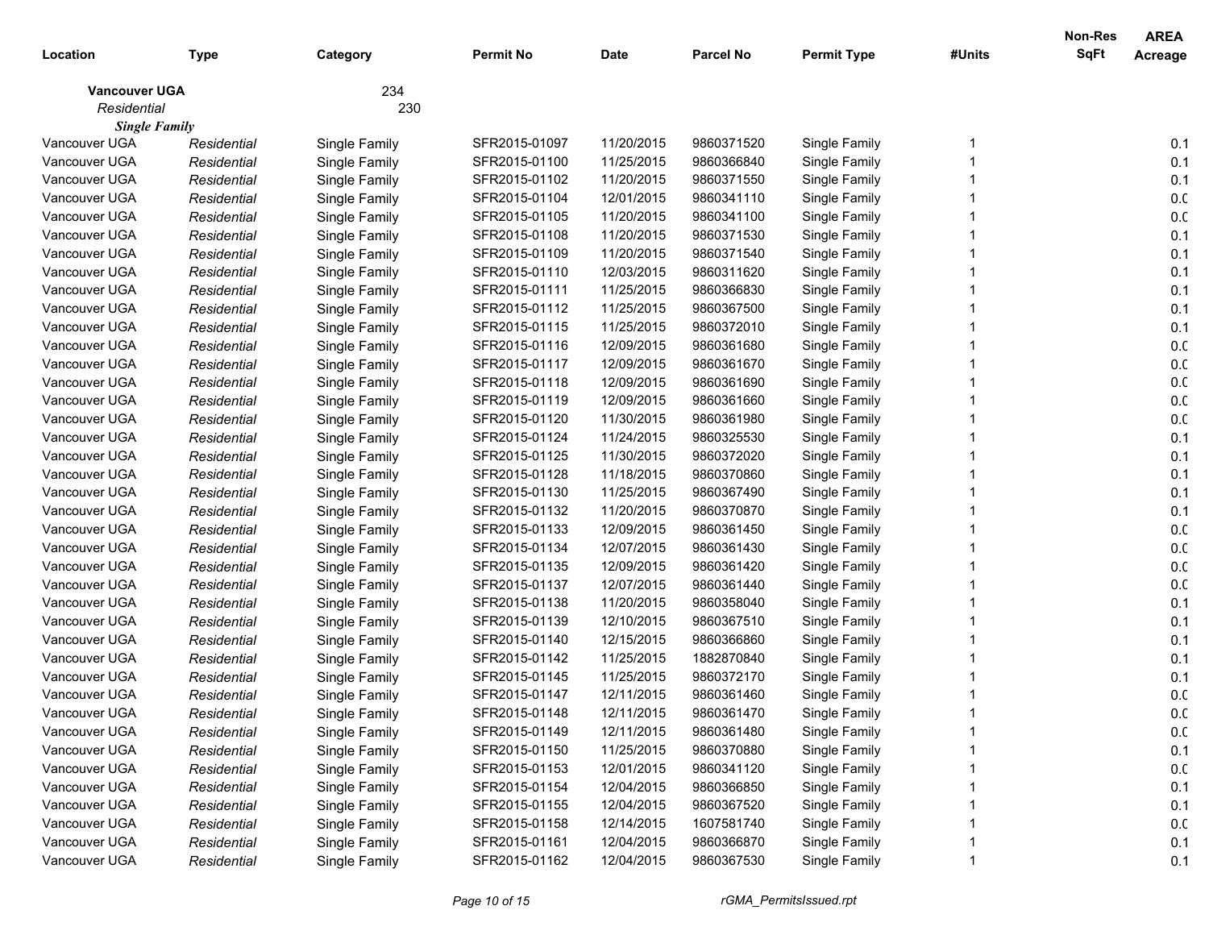| Location | Type | Category | Permit No | Date | Parcel No | Permit Type | #Units | Non-Res SqFt | AREA Acreage |
|---|---|---|---|---|---|---|---|---|---|
| **Vancouver UGA** | | 234 | | | | | | | |
| *Residential* | | 230 | | | | | | | |
| ***Single Family*** | | | | | | | | | |
| Vancouver UGA | *Residential* | Single Family | SFR2015-01097 | 11/20/2015 | 9860371520 | Single Family | 1 | | 0.1 |
| Vancouver UGA | *Residential* | Single Family | SFR2015-01100 | 11/25/2015 | 9860366840 | Single Family | 1 | | 0.1 |
| Vancouver UGA | *Residential* | Single Family | SFR2015-01102 | 11/20/2015 | 9860371550 | Single Family | 1 | | 0.1 |
| Vancouver UGA | *Residential* | Single Family | SFR2015-01104 | 12/01/2015 | 9860341110 | Single Family | 1 | | 0.0 |
| Vancouver UGA | *Residential* | Single Family | SFR2015-01105 | 11/20/2015 | 9860341100 | Single Family | 1 | | 0.0 |
| Vancouver UGA | *Residential* | Single Family | SFR2015-01108 | 11/20/2015 | 9860371530 | Single Family | 1 | | 0.1 |
| Vancouver UGA | *Residential* | Single Family | SFR2015-01109 | 11/20/2015 | 9860371540 | Single Family | 1 | | 0.1 |
| Vancouver UGA | *Residential* | Single Family | SFR2015-01110 | 12/03/2015 | 9860311620 | Single Family | 1 | | 0.1 |
| Vancouver UGA | *Residential* | Single Family | SFR2015-01111 | 11/25/2015 | 9860366830 | Single Family | 1 | | 0.1 |
| Vancouver UGA | *Residential* | Single Family | SFR2015-01112 | 11/25/2015 | 9860367500 | Single Family | 1 | | 0.1 |
| Vancouver UGA | *Residential* | Single Family | SFR2015-01115 | 11/25/2015 | 9860372010 | Single Family | 1 | | 0.1 |
| Vancouver UGA | *Residential* | Single Family | SFR2015-01116 | 12/09/2015 | 9860361680 | Single Family | 1 | | 0.0 |
| Vancouver UGA | *Residential* | Single Family | SFR2015-01117 | 12/09/2015 | 9860361670 | Single Family | 1 | | 0.0 |
| Vancouver UGA | *Residential* | Single Family | SFR2015-01118 | 12/09/2015 | 9860361690 | Single Family | 1 | | 0.0 |
| Vancouver UGA | *Residential* | Single Family | SFR2015-01119 | 12/09/2015 | 9860361660 | Single Family | 1 | | 0.0 |
| Vancouver UGA | *Residential* | Single Family | SFR2015-01120 | 11/30/2015 | 9860361980 | Single Family | 1 | | 0.0 |
| Vancouver UGA | *Residential* | Single Family | SFR2015-01124 | 11/24/2015 | 9860325530 | Single Family | 1 | | 0.1 |
| Vancouver UGA | *Residential* | Single Family | SFR2015-01125 | 11/30/2015 | 9860372020 | Single Family | 1 | | 0.1 |
| Vancouver UGA | *Residential* | Single Family | SFR2015-01128 | 11/18/2015 | 9860370860 | Single Family | 1 | | 0.1 |
| Vancouver UGA | *Residential* | Single Family | SFR2015-01130 | 11/25/2015 | 9860367490 | Single Family | 1 | | 0.1 |
| Vancouver UGA | *Residential* | Single Family | SFR2015-01132 | 11/20/2015 | 9860370870 | Single Family | 1 | | 0.1 |
| Vancouver UGA | *Residential* | Single Family | SFR2015-01133 | 12/09/2015 | 9860361450 | Single Family | 1 | | 0.0 |
| Vancouver UGA | *Residential* | Single Family | SFR2015-01134 | 12/07/2015 | 9860361430 | Single Family | 1 | | 0.0 |
| Vancouver UGA | *Residential* | Single Family | SFR2015-01135 | 12/09/2015 | 9860361420 | Single Family | 1 | | 0.0 |
| Vancouver UGA | *Residential* | Single Family | SFR2015-01137 | 12/07/2015 | 9860361440 | Single Family | 1 | | 0.0 |
| Vancouver UGA | *Residential* | Single Family | SFR2015-01138 | 11/20/2015 | 9860358040 | Single Family | 1 | | 0.1 |
| Vancouver UGA | *Residential* | Single Family | SFR2015-01139 | 12/10/2015 | 9860367510 | Single Family | 1 | | 0.1 |
| Vancouver UGA | *Residential* | Single Family | SFR2015-01140 | 12/15/2015 | 9860366860 | Single Family | 1 | | 0.1 |
| Vancouver UGA | *Residential* | Single Family | SFR2015-01142 | 11/25/2015 | 1882870840 | Single Family | 1 | | 0.1 |
| Vancouver UGA | *Residential* | Single Family | SFR2015-01145 | 11/25/2015 | 9860372170 | Single Family | 1 | | 0.1 |
| Vancouver UGA | *Residential* | Single Family | SFR2015-01147 | 12/11/2015 | 9860361460 | Single Family | 1 | | 0.0 |
| Vancouver UGA | *Residential* | Single Family | SFR2015-01148 | 12/11/2015 | 9860361470 | Single Family | 1 | | 0.0 |
| Vancouver UGA | *Residential* | Single Family | SFR2015-01149 | 12/11/2015 | 9860361480 | Single Family | 1 | | 0.0 |
| Vancouver UGA | *Residential* | Single Family | SFR2015-01150 | 11/25/2015 | 9860370880 | Single Family | 1 | | 0.1 |
| Vancouver UGA | *Residential* | Single Family | SFR2015-01153 | 12/01/2015 | 9860341120 | Single Family | 1 | | 0.0 |
| Vancouver UGA | *Residential* | Single Family | SFR2015-01154 | 12/04/2015 | 9860366850 | Single Family | 1 | | 0.1 |
| Vancouver UGA | *Residential* | Single Family | SFR2015-01155 | 12/04/2015 | 9860367520 | Single Family | 1 | | 0.1 |
| Vancouver UGA | *Residential* | Single Family | SFR2015-01158 | 12/14/2015 | 1607581740 | Single Family | 1 | | 0.0 |
| Vancouver UGA | *Residential* | Single Family | SFR2015-01161 | 12/04/2015 | 9860366870 | Single Family | 1 | | 0.1 |
| Vancouver UGA | *Residential* | Single Family | SFR2015-01162 | 12/04/2015 | 9860367530 | Single Family | 1 | | 0.1 |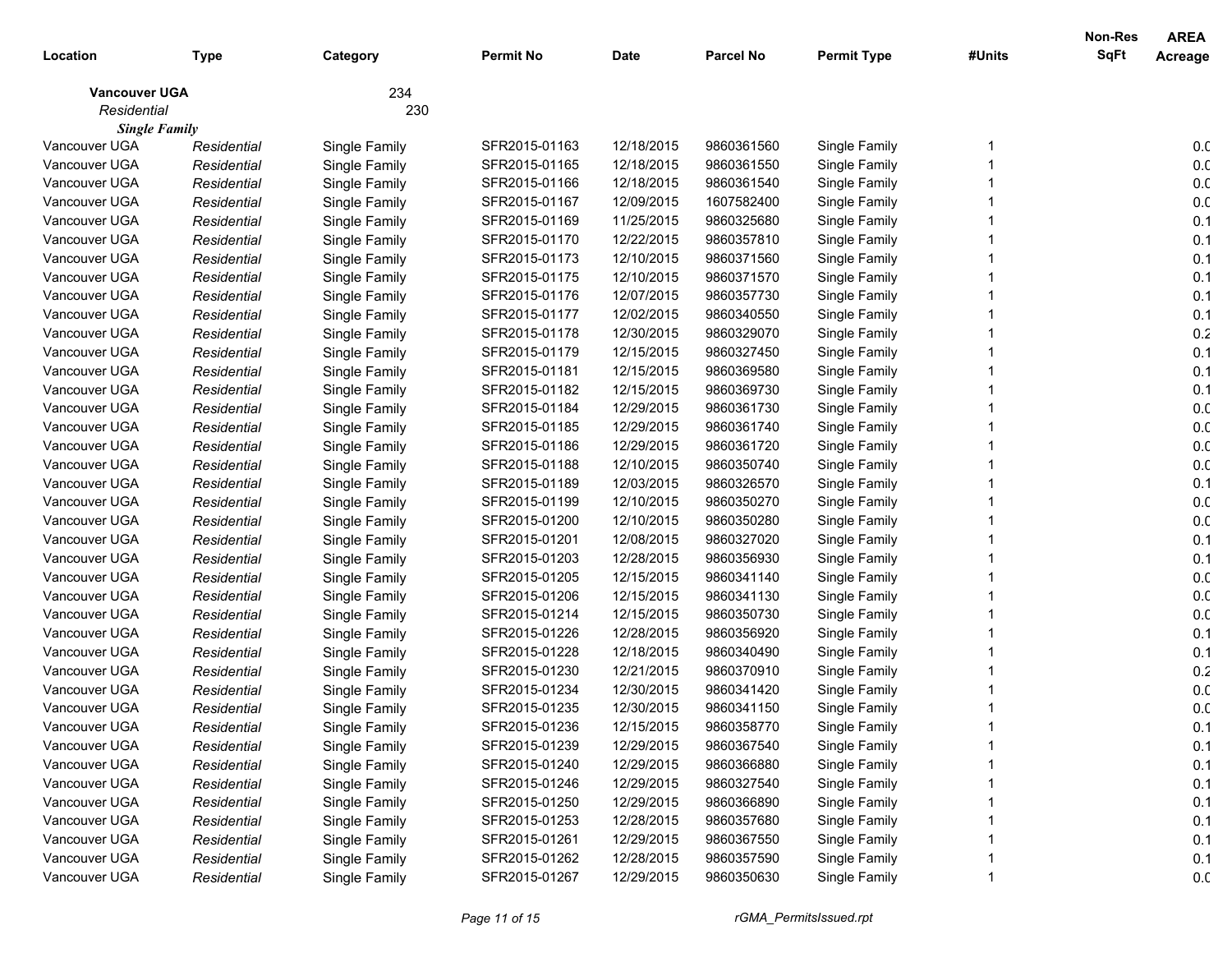| Location | Type | Category | Permit No | Date | Parcel No | Permit Type | #Units | Non-Res SqFt | AREA Acreage |
|---|---|---|---|---|---|---|---|---|---|
| **Vancouver UGA** | | 234 | | | | | | | |
| *Residential* | | 230 | | | | | | | |
| ***Single Family*** | | | | | | | | | |
| Vancouver UGA | *Residential* | Single Family | SFR2015-01163 | 12/18/2015 | 9860361560 | Single Family | 1 | | 0.0 |
| Vancouver UGA | *Residential* | Single Family | SFR2015-01165 | 12/18/2015 | 9860361550 | Single Family | 1 | | 0.0 |
| Vancouver UGA | *Residential* | Single Family | SFR2015-01166 | 12/18/2015 | 9860361540 | Single Family | 1 | | 0.0 |
| Vancouver UGA | *Residential* | Single Family | SFR2015-01167 | 12/09/2015 | 1607582400 | Single Family | 1 | | 0.0 |
| Vancouver UGA | *Residential* | Single Family | SFR2015-01169 | 11/25/2015 | 9860325680 | Single Family | 1 | | 0.1 |
| Vancouver UGA | *Residential* | Single Family | SFR2015-01170 | 12/22/2015 | 9860357810 | Single Family | 1 | | 0.1 |
| Vancouver UGA | *Residential* | Single Family | SFR2015-01173 | 12/10/2015 | 9860371560 | Single Family | 1 | | 0.1 |
| Vancouver UGA | *Residential* | Single Family | SFR2015-01175 | 12/10/2015 | 9860371570 | Single Family | 1 | | 0.1 |
| Vancouver UGA | *Residential* | Single Family | SFR2015-01176 | 12/07/2015 | 9860357730 | Single Family | 1 | | 0.1 |
| Vancouver UGA | *Residential* | Single Family | SFR2015-01177 | 12/02/2015 | 9860340550 | Single Family | 1 | | 0.1 |
| Vancouver UGA | *Residential* | Single Family | SFR2015-01178 | 12/30/2015 | 9860329070 | Single Family | 1 | | 0.2 |
| Vancouver UGA | *Residential* | Single Family | SFR2015-01179 | 12/15/2015 | 9860327450 | Single Family | 1 | | 0.1 |
| Vancouver UGA | *Residential* | Single Family | SFR2015-01181 | 12/15/2015 | 9860369580 | Single Family | 1 | | 0.1 |
| Vancouver UGA | *Residential* | Single Family | SFR2015-01182 | 12/15/2015 | 9860369730 | Single Family | 1 | | 0.1 |
| Vancouver UGA | *Residential* | Single Family | SFR2015-01184 | 12/29/2015 | 9860361730 | Single Family | 1 | | 0.0 |
| Vancouver UGA | *Residential* | Single Family | SFR2015-01185 | 12/29/2015 | 9860361740 | Single Family | 1 | | 0.0 |
| Vancouver UGA | *Residential* | Single Family | SFR2015-01186 | 12/29/2015 | 9860361720 | Single Family | 1 | | 0.0 |
| Vancouver UGA | *Residential* | Single Family | SFR2015-01188 | 12/10/2015 | 9860350740 | Single Family | 1 | | 0.0 |
| Vancouver UGA | *Residential* | Single Family | SFR2015-01189 | 12/03/2015 | 9860326570 | Single Family | 1 | | 0.1 |
| Vancouver UGA | *Residential* | Single Family | SFR2015-01199 | 12/10/2015 | 9860350270 | Single Family | 1 | | 0.0 |
| Vancouver UGA | *Residential* | Single Family | SFR2015-01200 | 12/10/2015 | 9860350280 | Single Family | 1 | | 0.0 |
| Vancouver UGA | *Residential* | Single Family | SFR2015-01201 | 12/08/2015 | 9860327020 | Single Family | 1 | | 0.1 |
| Vancouver UGA | *Residential* | Single Family | SFR2015-01203 | 12/28/2015 | 9860356930 | Single Family | 1 | | 0.1 |
| Vancouver UGA | *Residential* | Single Family | SFR2015-01205 | 12/15/2015 | 9860341140 | Single Family | 1 | | 0.0 |
| Vancouver UGA | *Residential* | Single Family | SFR2015-01206 | 12/15/2015 | 9860341130 | Single Family | 1 | | 0.0 |
| Vancouver UGA | *Residential* | Single Family | SFR2015-01214 | 12/15/2015 | 9860350730 | Single Family | 1 | | 0.0 |
| Vancouver UGA | *Residential* | Single Family | SFR2015-01226 | 12/28/2015 | 9860356920 | Single Family | 1 | | 0.1 |
| Vancouver UGA | *Residential* | Single Family | SFR2015-01228 | 12/18/2015 | 9860340490 | Single Family | 1 | | 0.1 |
| Vancouver UGA | *Residential* | Single Family | SFR2015-01230 | 12/21/2015 | 9860370910 | Single Family | 1 | | 0.2 |
| Vancouver UGA | *Residential* | Single Family | SFR2015-01234 | 12/30/2015 | 9860341420 | Single Family | 1 | | 0.0 |
| Vancouver UGA | *Residential* | Single Family | SFR2015-01235 | 12/30/2015 | 9860341150 | Single Family | 1 | | 0.0 |
| Vancouver UGA | *Residential* | Single Family | SFR2015-01236 | 12/15/2015 | 9860358770 | Single Family | 1 | | 0.1 |
| Vancouver UGA | *Residential* | Single Family | SFR2015-01239 | 12/29/2015 | 9860367540 | Single Family | 1 | | 0.1 |
| Vancouver UGA | *Residential* | Single Family | SFR2015-01240 | 12/29/2015 | 9860366880 | Single Family | 1 | | 0.1 |
| Vancouver UGA | *Residential* | Single Family | SFR2015-01246 | 12/29/2015 | 9860327540 | Single Family | 1 | | 0.1 |
| Vancouver UGA | *Residential* | Single Family | SFR2015-01250 | 12/29/2015 | 9860366890 | Single Family | 1 | | 0.1 |
| Vancouver UGA | *Residential* | Single Family | SFR2015-01253 | 12/28/2015 | 9860357680 | Single Family | 1 | | 0.1 |
| Vancouver UGA | *Residential* | Single Family | SFR2015-01261 | 12/29/2015 | 9860367550 | Single Family | 1 | | 0.1 |
| Vancouver UGA | *Residential* | Single Family | SFR2015-01262 | 12/28/2015 | 9860357590 | Single Family | 1 | | 0.1 |
| Vancouver UGA | *Residential* | Single Family | SFR2015-01267 | 12/29/2015 | 9860350630 | Single Family | 1 | | 0.0 |

rGMA_PermitsIssued.rpt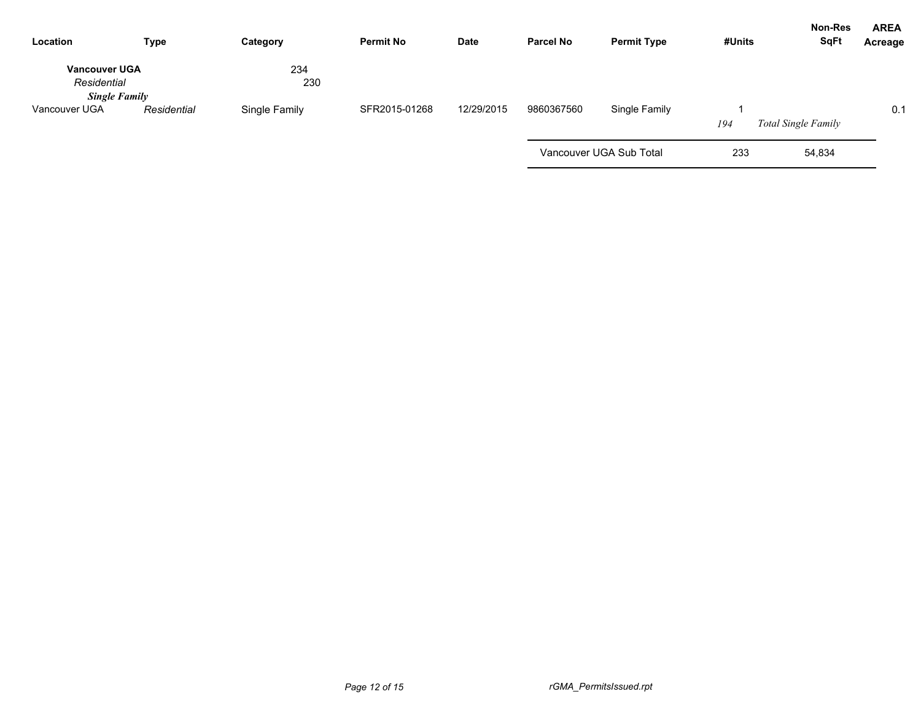| Location | Type | Category | Permit No | Date | Parcel No | Permit Type | #Units | Non-Res SqFt | AREA Acreage |
|---|---|---|---|---|---|---|---|---|---|
| **Vancouver UGA** | | 234 | | | | | | | |
| *Residential* | | 230 | | | | | | | |
| ***Single Family*** | | | | | | | | | |
| Vancouver UGA | *Residential* | Single Family | SFR2015-01268 | 12/29/2015 | 9860367560 | Single Family | 1 | | 0.1 |
| | | | | | | | *194* | *Total Single Family* | |
| | | | | | Vancouver UGA Sub Total | | 233 | 54,834 | |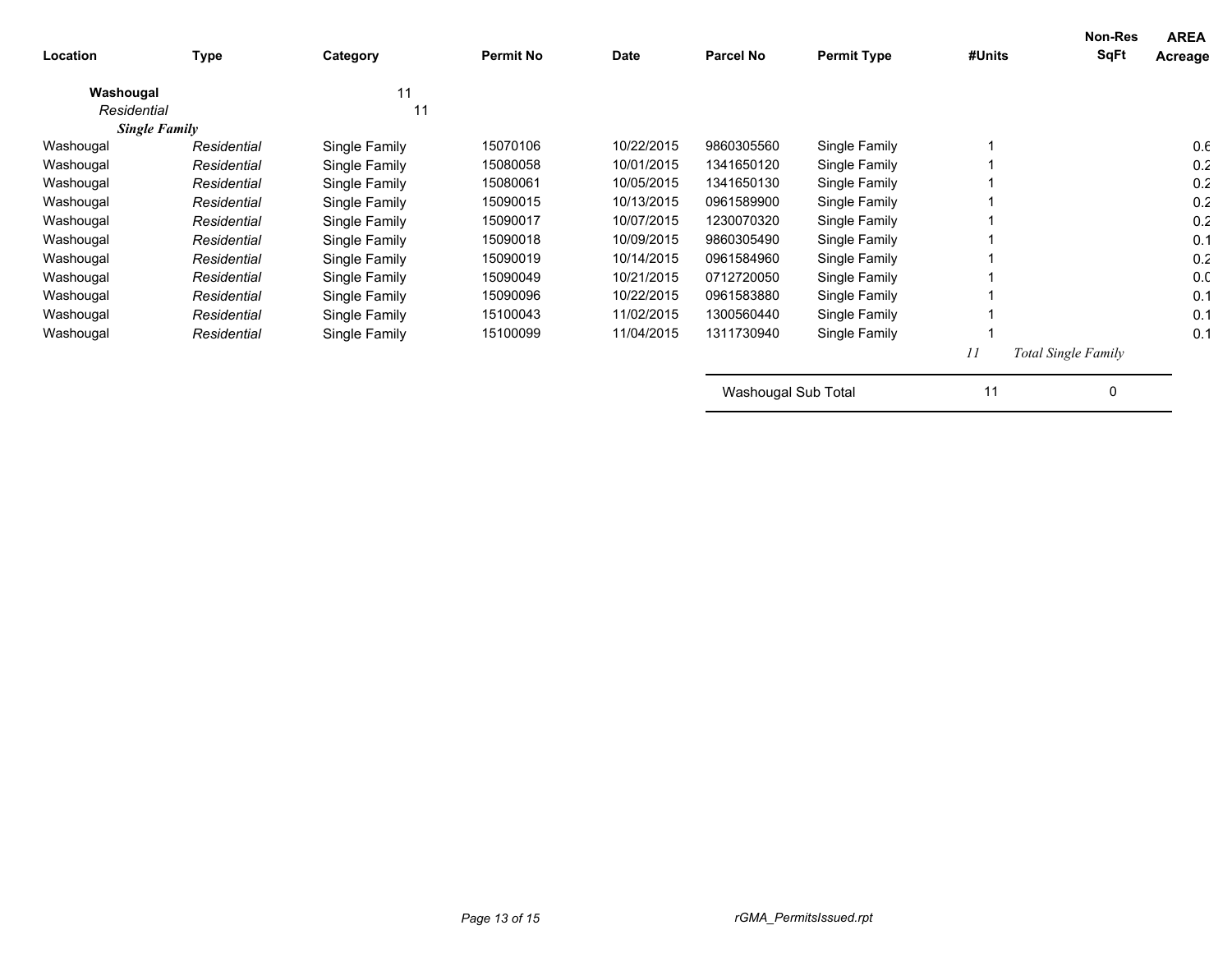| Location | Type | Category | Permit No | Date | Parcel No | Permit Type | #Units | Non-Res SqFt | AREA Acreage |
|---|---|---|---|---|---|---|---|---|---|
| **Washougal** | | 11 | | | | | | | |
| *Residential* | | 11 | | | | | | | |
| ***Single Family*** | | | | | | | | | |
| Washougal | *Residential* | Single Family | 15070106 | 10/22/2015 | 9860305560 | Single Family | 1 | | 0.6 |
| Washougal | *Residential* | Single Family | 15080058 | 10/01/2015 | 1341650120 | Single Family | 1 | | 0.2 |
| Washougal | *Residential* | Single Family | 15080061 | 10/05/2015 | 1341650130 | Single Family | 1 | | 0.2 |
| Washougal | *Residential* | Single Family | 15090015 | 10/13/2015 | 0961589900 | Single Family | 1 | | 0.2 |
| Washougal | *Residential* | Single Family | 15090017 | 10/07/2015 | 1230070320 | Single Family | 1 | | 0.2 |
| Washougal | *Residential* | Single Family | 15090018 | 10/09/2015 | 9860305490 | Single Family | 1 | | 0.1 |
| Washougal | *Residential* | Single Family | 15090019 | 10/14/2015 | 0961584960 | Single Family | 1 | | 0.2 |
| Washougal | *Residential* | Single Family | 15090049 | 10/21/2015 | 0712720050 | Single Family | 1 | | 0.0 |
| Washougal | *Residential* | Single Family | 15090096 | 10/22/2015 | 0961583880 | Single Family | 1 | | 0.1 |
| Washougal | *Residential* | Single Family | 15100043 | 11/02/2015 | 1300560440 | Single Family | 1 | | 0.1 |
| Washougal | *Residential* | Single Family | 15100099 | 11/04/2015 | 1311730940 | Single Family | 1 | | 0.1 |
| | | | | | | | *11* | *Total Single Family* | |
| | | | | | Washougal Sub Total | | 11 | 0 | |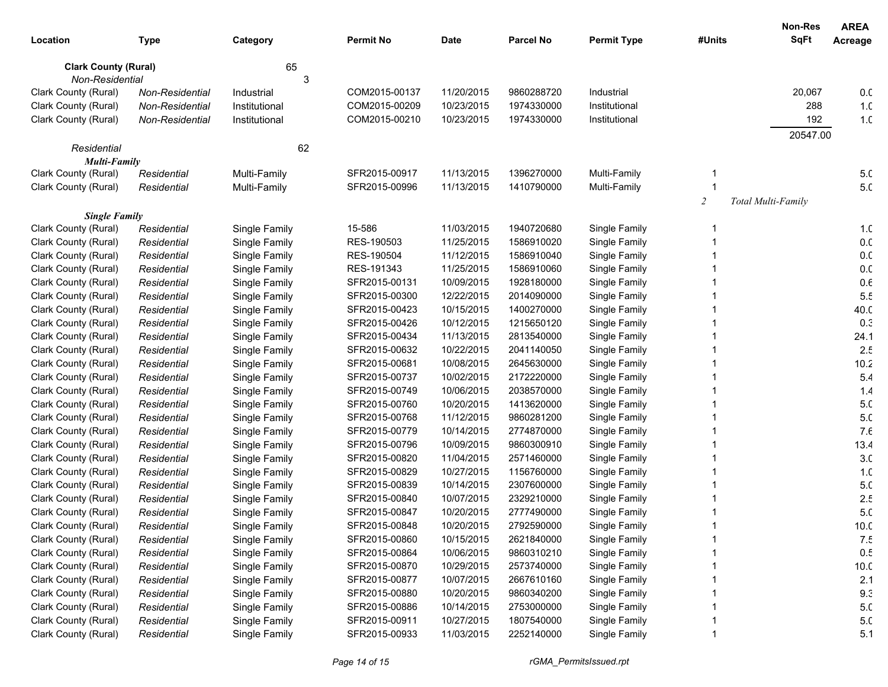| Location | Type | Category | Permit No | Date | Parcel No | Permit Type | #Units | Non-Res SqFt | AREA Acreage |
|---|---|---|---|---|---|---|---|---|---|
| **Clark County (Rural)** | | 65 | | | | | | | |
| *Non-Residential* | | 3 | | | | | | | |
| Clark County (Rural) | *Non-Residential* | Industrial | COM2015-00137 | 11/20/2015 | 9860288720 | Industrial | | 20,067 | 0.0 |
| Clark County (Rural) | *Non-Residential* | Institutional | COM2015-00209 | 10/23/2015 | 1974330000 | Institutional | | 288 | 1.0 |
| Clark County (Rural) | *Non-Residential* | Institutional | COM2015-00210 | 10/23/2015 | 1974330000 | Institutional | | 192 | 1.0 |
| | | | | | | | | 20547.00 | |
| *Residential* | | 62 | | | | | | | |
| ***Multi-Family*** | | | | | | | | | |
| Clark County (Rural) | *Residential* | Multi-Family | SFR2015-00917 | 11/13/2015 | 1396270000 | Multi-Family | 1 | | 5.0 |
| Clark County (Rural) | *Residential* | Multi-Family | SFR2015-00996 | 11/13/2015 | 1410790000 | Multi-Family | 1 | | 5.0 |
| | | | | | | | *2* | *Total Multi-Family* | |
| ***Single Family*** | | | | | | | | | |
| Clark County (Rural) | *Residential* | Single Family | 15-586 | 11/03/2015 | 1940720680 | Single Family | 1 | | 1.0 |
| Clark County (Rural) | *Residential* | Single Family | RES-190503 | 11/25/2015 | 1586910020 | Single Family | 1 | | 0.0 |
| Clark County (Rural) | *Residential* | Single Family | RES-190504 | 11/12/2015 | 1586910040 | Single Family | 1 | | 0.0 |
| Clark County (Rural) | *Residential* | Single Family | RES-191343 | 11/25/2015 | 1586910060 | Single Family | 1 | | 0.0 |
| Clark County (Rural) | *Residential* | Single Family | SFR2015-00131 | 10/09/2015 | 1928180000 | Single Family | 1 | | 0.6 |
| Clark County (Rural) | *Residential* | Single Family | SFR2015-00300 | 12/22/2015 | 2014090000 | Single Family | 1 | | 5.5 |
| Clark County (Rural) | *Residential* | Single Family | SFR2015-00423 | 10/15/2015 | 1400270000 | Single Family | 1 | | 40.0 |
| Clark County (Rural) | *Residential* | Single Family | SFR2015-00426 | 10/12/2015 | 1215650120 | Single Family | 1 | | 0.3 |
| Clark County (Rural) | *Residential* | Single Family | SFR2015-00434 | 11/13/2015 | 2813540000 | Single Family | 1 | | 24.1 |
| Clark County (Rural) | *Residential* | Single Family | SFR2015-00632 | 10/22/2015 | 2041140050 | Single Family | 1 | | 2.5 |
| Clark County (Rural) | *Residential* | Single Family | SFR2015-00681 | 10/08/2015 | 2645630000 | Single Family | 1 | | 10.2 |
| Clark County (Rural) | *Residential* | Single Family | SFR2015-00737 | 10/02/2015 | 2172220000 | Single Family | 1 | | 5.4 |
| Clark County (Rural) | *Residential* | Single Family | SFR2015-00749 | 10/06/2015 | 2038570000 | Single Family | 1 | | 1.4 |
| Clark County (Rural) | *Residential* | Single Family | SFR2015-00760 | 10/20/2015 | 1413620000 | Single Family | 1 | | 5.0 |
| Clark County (Rural) | *Residential* | Single Family | SFR2015-00768 | 11/12/2015 | 9860281200 | Single Family | 1 | | 5.0 |
| Clark County (Rural) | *Residential* | Single Family | SFR2015-00779 | 10/14/2015 | 2774870000 | Single Family | 1 | | 7.6 |
| Clark County (Rural) | *Residential* | Single Family | SFR2015-00796 | 10/09/2015 | 9860300910 | Single Family | 1 | | 13.4 |
| Clark County (Rural) | *Residential* | Single Family | SFR2015-00820 | 11/04/2015 | 2571460000 | Single Family | 1 | | 3.0 |
| Clark County (Rural) | *Residential* | Single Family | SFR2015-00829 | 10/27/2015 | 1156760000 | Single Family | 1 | | 1.0 |
| Clark County (Rural) | *Residential* | Single Family | SFR2015-00839 | 10/14/2015 | 2307600000 | Single Family | 1 | | 5.0 |
| Clark County (Rural) | *Residential* | Single Family | SFR2015-00840 | 10/07/2015 | 2329210000 | Single Family | 1 | | 2.5 |
| Clark County (Rural) | *Residential* | Single Family | SFR2015-00847 | 10/20/2015 | 2777490000 | Single Family | 1 | | 5.0 |
| Clark County (Rural) | *Residential* | Single Family | SFR2015-00848 | 10/20/2015 | 2792590000 | Single Family | 1 | | 10.0 |
| Clark County (Rural) | *Residential* | Single Family | SFR2015-00860 | 10/15/2015 | 2621840000 | Single Family | 1 | | 7.5 |
| Clark County (Rural) | *Residential* | Single Family | SFR2015-00864 | 10/06/2015 | 9860310210 | Single Family | 1 | | 0.5 |
| Clark County (Rural) | *Residential* | Single Family | SFR2015-00870 | 10/29/2015 | 2573740000 | Single Family | 1 | | 10.0 |
| Clark County (Rural) | *Residential* | Single Family | SFR2015-00877 | 10/07/2015 | 2667610160 | Single Family | 1 | | 2.1 |
| Clark County (Rural) | *Residential* | Single Family | SFR2015-00880 | 10/20/2015 | 9860340200 | Single Family | 1 | | 9.3 |
| Clark County (Rural) | *Residential* | Single Family | SFR2015-00886 | 10/14/2015 | 2753000000 | Single Family | 1 | | 5.0 |
| Clark County (Rural) | *Residential* | Single Family | SFR2015-00911 | 10/27/2015 | 1807540000 | Single Family | 1 | | 5.0 |
| Clark County (Rural) | *Residential* | Single Family | SFR2015-00933 | 11/03/2015 | 2252140000 | Single Family | 1 | | 5.1 |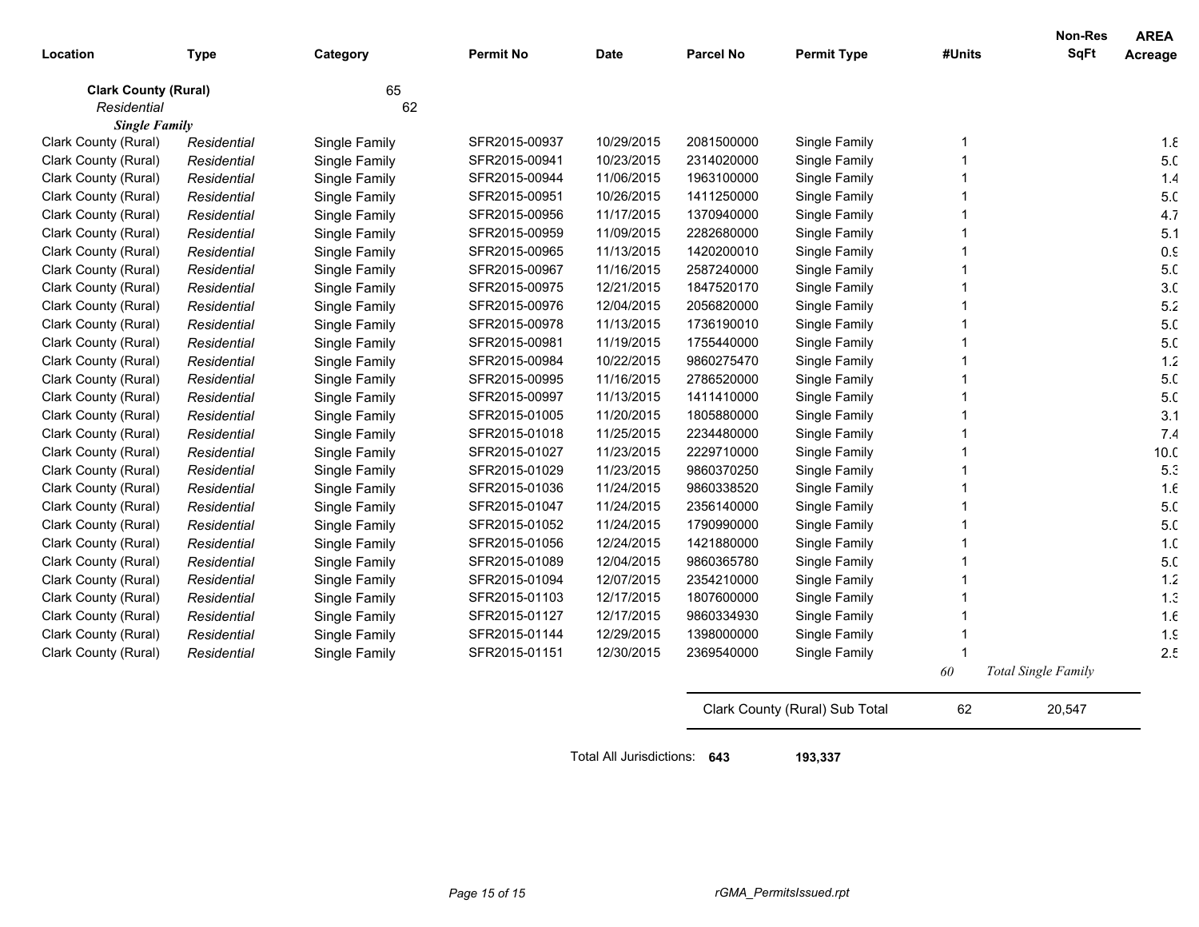| Location | Type | Category | Permit No | Date | Parcel No | Permit Type | #Units | Non-Res SqFt | AREA Acreage |
|---|---|---|---|---|---|---|---|---|---|
| **Clark County (Rural)** | | 65 | | | | | | | |
| *Residential* | | 62 | | | | | | | |
| ***Single Family*** | | | | | | | | | |
| Clark County (Rural) | *Residential* | Single Family | SFR2015-00937 | 10/29/2015 | 2081500000 | Single Family | 1 | | 1.8 |
| Clark County (Rural) | *Residential* | Single Family | SFR2015-00941 | 10/23/2015 | 2314020000 | Single Family | 1 | | 5.0 |
| Clark County (Rural) | *Residential* | Single Family | SFR2015-00944 | 11/06/2015 | 1963100000 | Single Family | 1 | | 1.4 |
| Clark County (Rural) | *Residential* | Single Family | SFR2015-00951 | 10/26/2015 | 1411250000 | Single Family | 1 | | 5.0 |
| Clark County (Rural) | *Residential* | Single Family | SFR2015-00956 | 11/17/2015 | 1370940000 | Single Family | 1 | | 4.7 |
| Clark County (Rural) | *Residential* | Single Family | SFR2015-00959 | 11/09/2015 | 2282680000 | Single Family | 1 | | 5.1 |
| Clark County (Rural) | *Residential* | Single Family | SFR2015-00965 | 11/13/2015 | 1420200010 | Single Family | 1 | | 0.9 |
| Clark County (Rural) | *Residential* | Single Family | SFR2015-00967 | 11/16/2015 | 2587240000 | Single Family | 1 | | 5.0 |
| Clark County (Rural) | *Residential* | Single Family | SFR2015-00975 | 12/21/2015 | 1847520170 | Single Family | 1 | | 3.0 |
| Clark County (Rural) | *Residential* | Single Family | SFR2015-00976 | 12/04/2015 | 2056820000 | Single Family | 1 | | 5.2 |
| Clark County (Rural) | *Residential* | Single Family | SFR2015-00978 | 11/13/2015 | 1736190010 | Single Family | 1 | | 5.0 |
| Clark County (Rural) | *Residential* | Single Family | SFR2015-00981 | 11/19/2015 | 1755440000 | Single Family | 1 | | 5.0 |
| Clark County (Rural) | *Residential* | Single Family | SFR2015-00984 | 10/22/2015 | 9860275470 | Single Family | 1 | | 1.2 |
| Clark County (Rural) | *Residential* | Single Family | SFR2015-00995 | 11/16/2015 | 2786520000 | Single Family | 1 | | 5.0 |
| Clark County (Rural) | *Residential* | Single Family | SFR2015-00997 | 11/13/2015 | 1411410000 | Single Family | 1 | | 5.0 |
| Clark County (Rural) | *Residential* | Single Family | SFR2015-01005 | 11/20/2015 | 1805880000 | Single Family | 1 | | 3.1 |
| Clark County (Rural) | *Residential* | Single Family | SFR2015-01018 | 11/25/2015 | 2234480000 | Single Family | 1 | | 7.4 |
| Clark County (Rural) | *Residential* | Single Family | SFR2015-01027 | 11/23/2015 | 2229710000 | Single Family | 1 | | 10.0 |
| Clark County (Rural) | *Residential* | Single Family | SFR2015-01029 | 11/23/2015 | 9860370250 | Single Family | 1 | | 5.3 |
| Clark County (Rural) | *Residential* | Single Family | SFR2015-01036 | 11/24/2015 | 9860338520 | Single Family | 1 | | 1.6 |
| Clark County (Rural) | *Residential* | Single Family | SFR2015-01047 | 11/24/2015 | 2356140000 | Single Family | 1 | | 5.0 |
| Clark County (Rural) | *Residential* | Single Family | SFR2015-01052 | 11/24/2015 | 1790990000 | Single Family | 1 | | 5.0 |
| Clark County (Rural) | *Residential* | Single Family | SFR2015-01056 | 12/24/2015 | 1421880000 | Single Family | 1 | | 1.0 |
| Clark County (Rural) | *Residential* | Single Family | SFR2015-01089 | 12/04/2015 | 9860365780 | Single Family | 1 | | 5.0 |
| Clark County (Rural) | *Residential* | Single Family | SFR2015-01094 | 12/07/2015 | 2354210000 | Single Family | 1 | | 1.2 |
| Clark County (Rural) | *Residential* | Single Family | SFR2015-01103 | 12/17/2015 | 1807600000 | Single Family | 1 | | 1.3 |
| Clark County (Rural) | *Residential* | Single Family | SFR2015-01127 | 12/17/2015 | 9860334930 | Single Family | 1 | | 1.6 |
| Clark County (Rural) | *Residential* | Single Family | SFR2015-01144 | 12/29/2015 | 1398000000 | Single Family | 1 | | 1.9 |
| Clark County (Rural) | *Residential* | Single Family | SFR2015-01151 | 12/30/2015 | 2369540000 | Single Family | 1 | | 2.5 |
| | | | | | | | *60* | *Total Single Family* | |
| | | | | | Clark County (Rural) Sub Total | | 62 | 20,547 | |

Total All Jurisdictions: **643** **193,337**